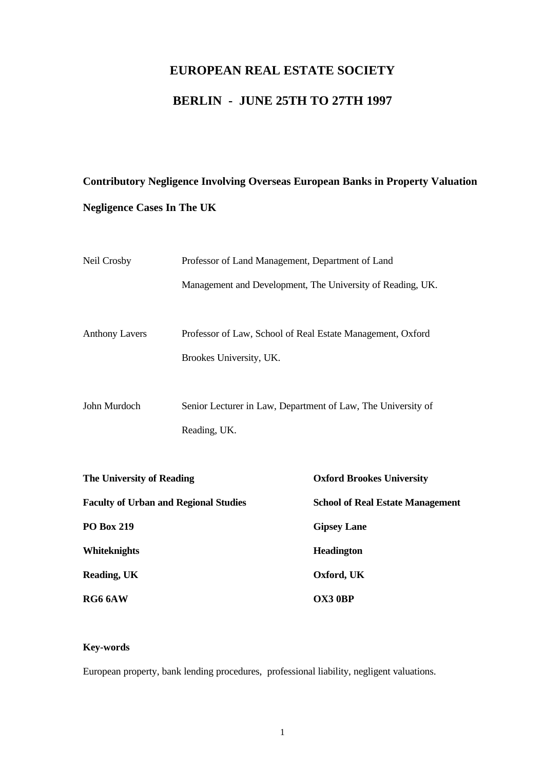# EUROPEAN REAL ESTATE SOCIETY

# BERLIN - JUNE 25TH TO 27TH 1997

## Contributory Negligence Involving Overseas European Banks in Property Valuation Negligence Cases In The UK

Neil Crosby — Professor of Land Management, Department of Land Management and Development, The University of Reading, UK.

Anthony Lavers — Professor of Law, School of Real Estate Management, Oxford Brookes University, UK.

John Murdoch — Senior Lecturer in Law, Department of Law, The University of Reading, UK.

**The University of Reading**
**Faculty of Urban and Regional Studies**
**PO Box 219**
**Whiteknights**
**Reading, UK**
**RG6 6AW**

**Oxford Brookes University**
**School of Real Estate Management**
**Gipsey Lane**
**Headington**
**Oxford, UK**
**OX3 0BP**

**Key-words**

European property, bank lending procedures, professional liability, negligent valuations.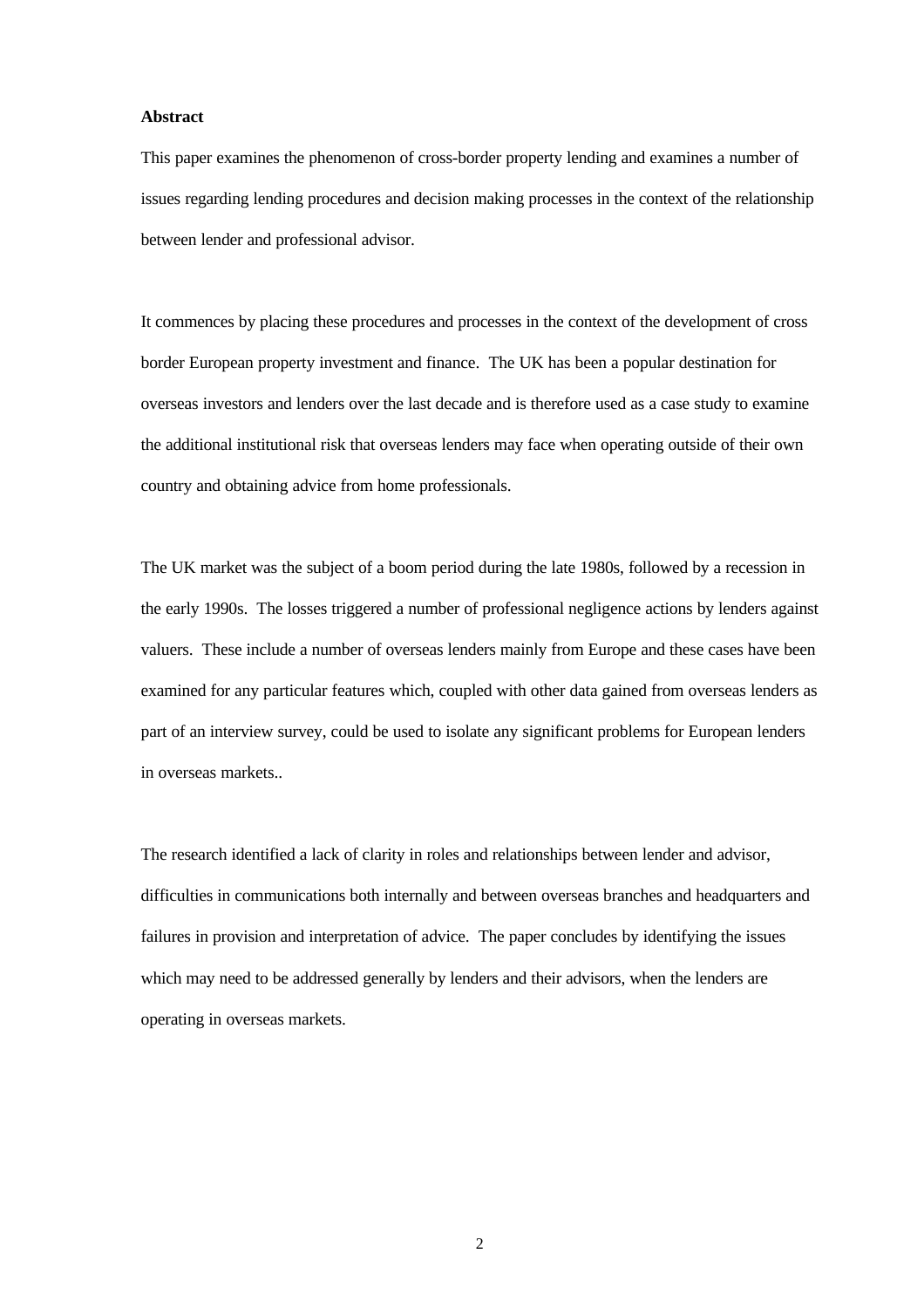**Abstract**

This paper examines the phenomenon of cross-border property lending and examines a number of issues regarding lending procedures and decision making processes in the context of the relationship between lender and professional advisor.

It commences by placing these procedures and processes in the context of the development of cross border European property investment and finance. The UK has been a popular destination for overseas investors and lenders over the last decade and is therefore used as a case study to examine the additional institutional risk that overseas lenders may face when operating outside of their own country and obtaining advice from home professionals.

The UK market was the subject of a boom period during the late 1980s, followed by a recession in the early 1990s. The losses triggered a number of professional negligence actions by lenders against valuers. These include a number of overseas lenders mainly from Europe and these cases have been examined for any particular features which, coupled with other data gained from overseas lenders as part of an interview survey, could be used to isolate any significant problems for European lenders in overseas markets..

The research identified a lack of clarity in roles and relationships between lender and advisor, difficulties in communications both internally and between overseas branches and headquarters and failures in provision and interpretation of advice. The paper concludes by identifying the issues which may need to be addressed generally by lenders and their advisors, when the lenders are operating in overseas markets.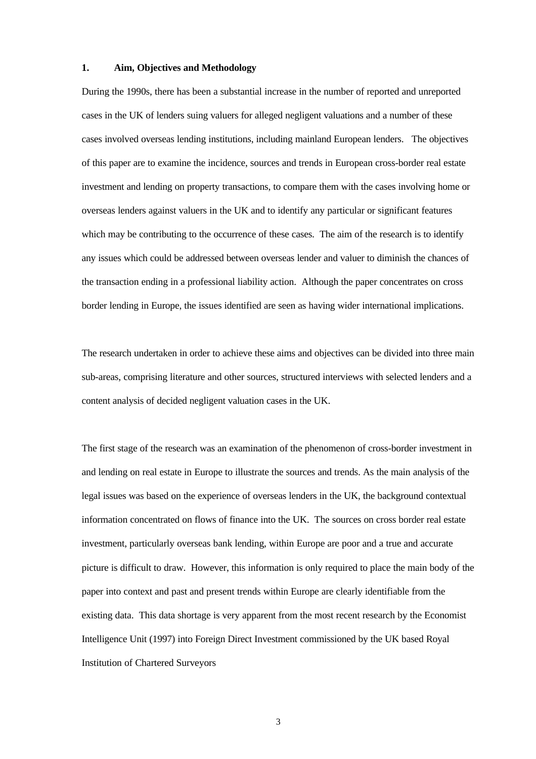## 1. Aim, Objectives and Methodology

During the 1990s, there has been a substantial increase in the number of reported and unreported cases in the UK of lenders suing valuers for alleged negligent valuations and a number of these cases involved overseas lending institutions, including mainland European lenders. The objectives of this paper are to examine the incidence, sources and trends in European cross-border real estate investment and lending on property transactions, to compare them with the cases involving home or overseas lenders against valuers in the UK and to identify any particular or significant features which may be contributing to the occurrence of these cases. The aim of the research is to identify any issues which could be addressed between overseas lender and valuer to diminish the chances of the transaction ending in a professional liability action. Although the paper concentrates on cross border lending in Europe, the issues identified are seen as having wider international implications.

The research undertaken in order to achieve these aims and objectives can be divided into three main sub-areas, comprising literature and other sources, structured interviews with selected lenders and a content analysis of decided negligent valuation cases in the UK.

The first stage of the research was an examination of the phenomenon of cross-border investment in and lending on real estate in Europe to illustrate the sources and trends. As the main analysis of the legal issues was based on the experience of overseas lenders in the UK, the background contextual information concentrated on flows of finance into the UK. The sources on cross border real estate investment, particularly overseas bank lending, within Europe are poor and a true and accurate picture is difficult to draw. However, this information is only required to place the main body of the paper into context and past and present trends within Europe are clearly identifiable from the existing data. This data shortage is very apparent from the most recent research by the Economist Intelligence Unit (1997) into Foreign Direct Investment commissioned by the UK based Royal Institution of Chartered Surveyors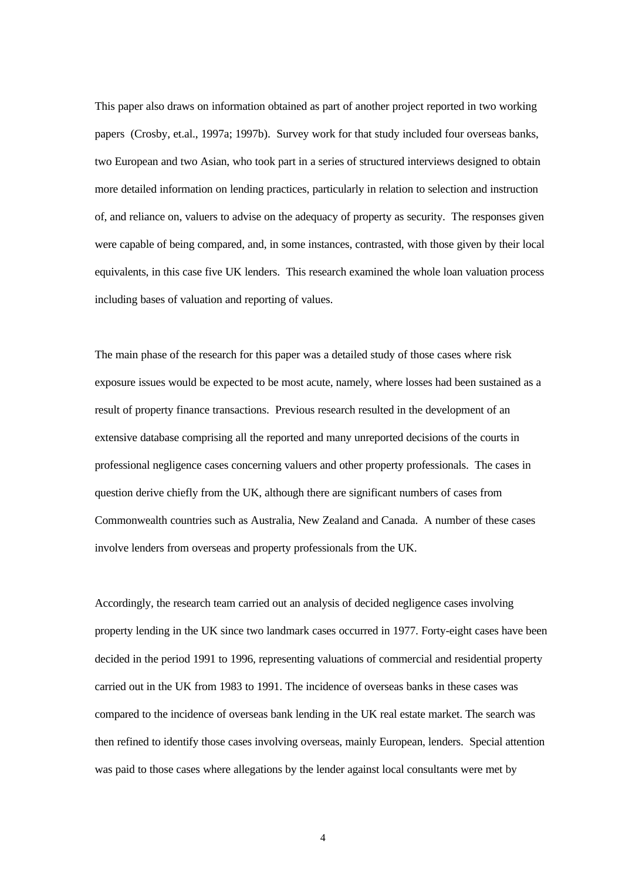This paper also draws on information obtained as part of another project reported in two working papers (Crosby, et.al., 1997a; 1997b). Survey work for that study included four overseas banks, two European and two Asian, who took part in a series of structured interviews designed to obtain more detailed information on lending practices, particularly in relation to selection and instruction of, and reliance on, valuers to advise on the adequacy of property as security. The responses given were capable of being compared, and, in some instances, contrasted, with those given by their local equivalents, in this case five UK lenders. This research examined the whole loan valuation process including bases of valuation and reporting of values.

The main phase of the research for this paper was a detailed study of those cases where risk exposure issues would be expected to be most acute, namely, where losses had been sustained as a result of property finance transactions. Previous research resulted in the development of an extensive database comprising all the reported and many unreported decisions of the courts in professional negligence cases concerning valuers and other property professionals. The cases in question derive chiefly from the UK, although there are significant numbers of cases from Commonwealth countries such as Australia, New Zealand and Canada. A number of these cases involve lenders from overseas and property professionals from the UK.

Accordingly, the research team carried out an analysis of decided negligence cases involving property lending in the UK since two landmark cases occurred in 1977. Forty-eight cases have been decided in the period 1991 to 1996, representing valuations of commercial and residential property carried out in the UK from 1983 to 1991. The incidence of overseas banks in these cases was compared to the incidence of overseas bank lending in the UK real estate market. The search was then refined to identify those cases involving overseas, mainly European, lenders. Special attention was paid to those cases where allegations by the lender against local consultants were met by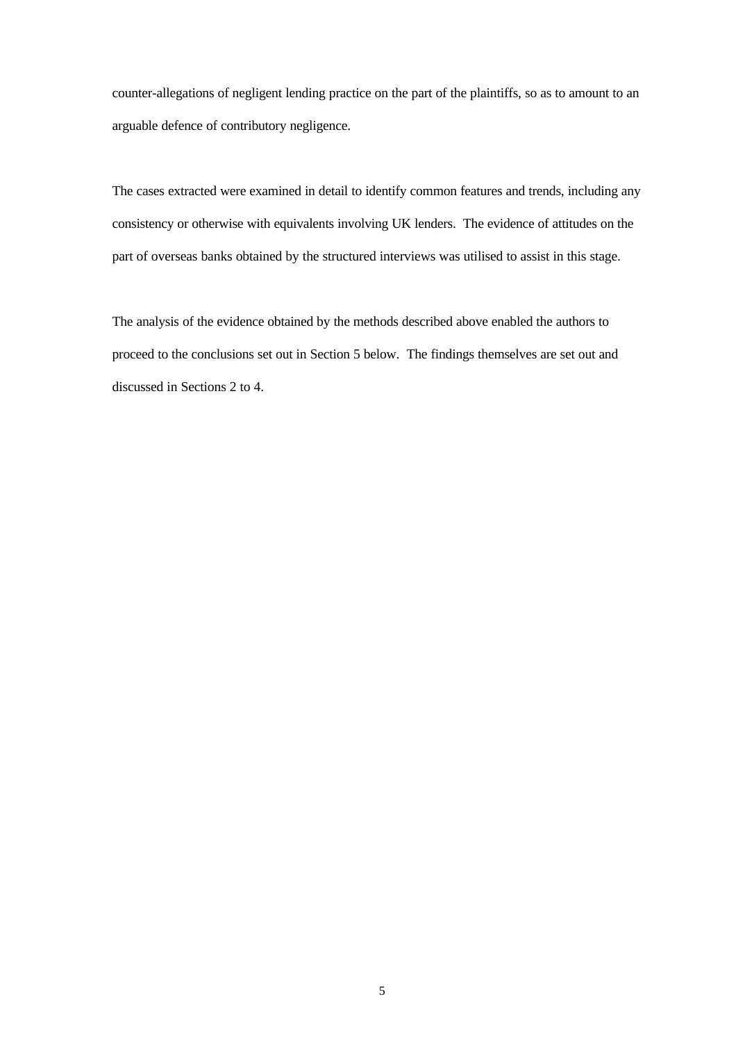counter-allegations of negligent lending practice on the part of the plaintiffs, so as to amount to an arguable defence of contributory negligence.

The cases extracted were examined in detail to identify common features and trends, including any consistency or otherwise with equivalents involving UK lenders. The evidence of attitudes on the part of overseas banks obtained by the structured interviews was utilised to assist in this stage.

The analysis of the evidence obtained by the methods described above enabled the authors to proceed to the conclusions set out in Section 5 below. The findings themselves are set out and discussed in Sections 2 to 4.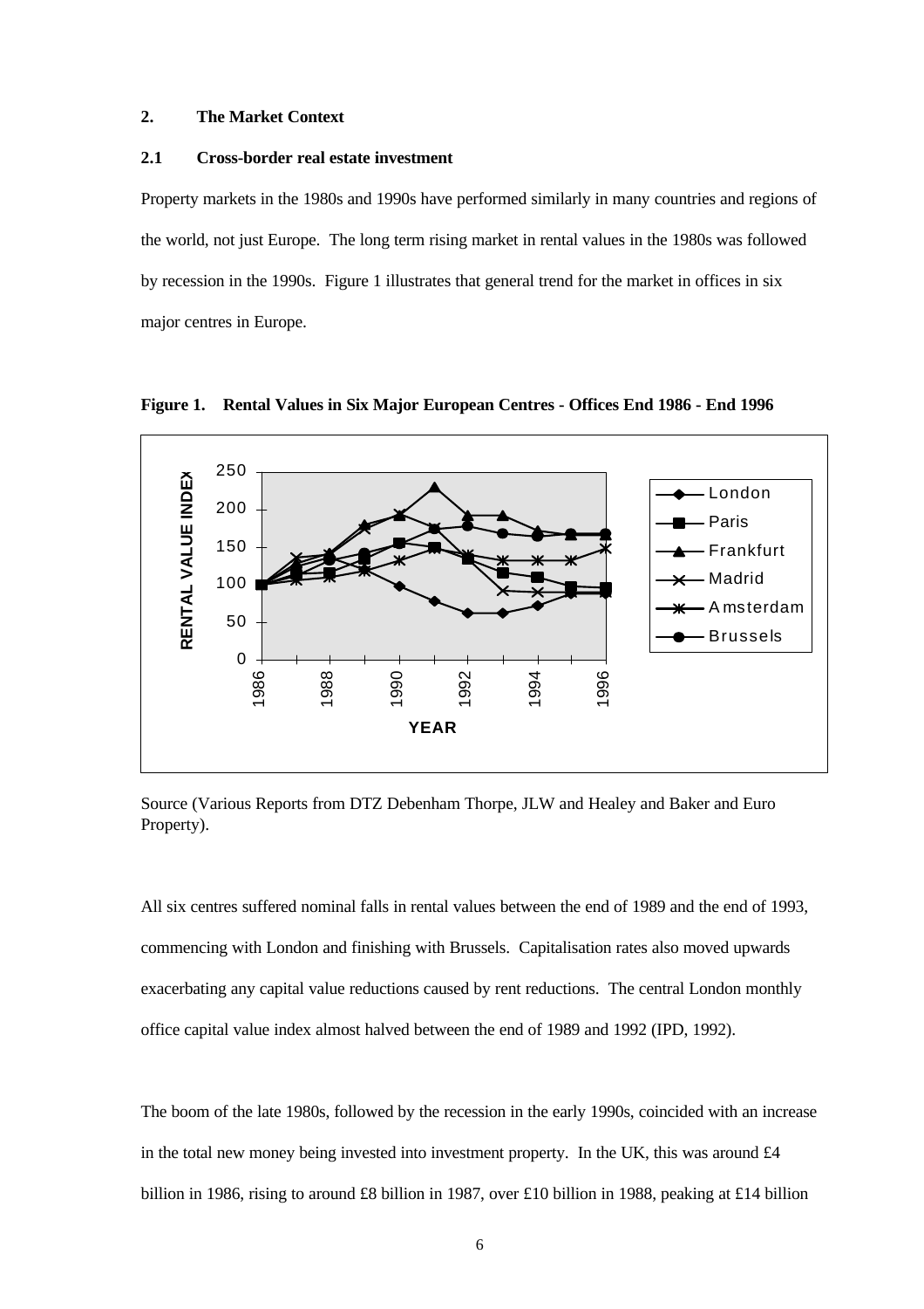## 2. The Market Context

### 2.1 Cross-border real estate investment

Property markets in the 1980s and 1990s have performed similarly in many countries and regions of the world, not just Europe. The long term rising market in rental values in the 1980s was followed by recession in the 1990s. Figure 1 illustrates that general trend for the market in offices in six major centres in Europe.

**Figure 1. Rental Values in Six Major European Centres - Offices End 1986 - End 1996**

Source (Various Reports from DTZ Debenham Thorpe, JLW and Healey and Baker and Euro Property).

All six centres suffered nominal falls in rental values between the end of 1989 and the end of 1993, commencing with London and finishing with Brussels. Capitalisation rates also moved upwards exacerbating any capital value reductions caused by rent reductions. The central London monthly office capital value index almost halved between the end of 1989 and 1992 (IPD, 1992).

The boom of the late 1980s, followed by the recession in the early 1990s, coincided with an increase in the total new money being invested into investment property. In the UK, this was around £4 billion in 1986, rising to around £8 billion in 1987, over £10 billion in 1988, peaking at £14 billion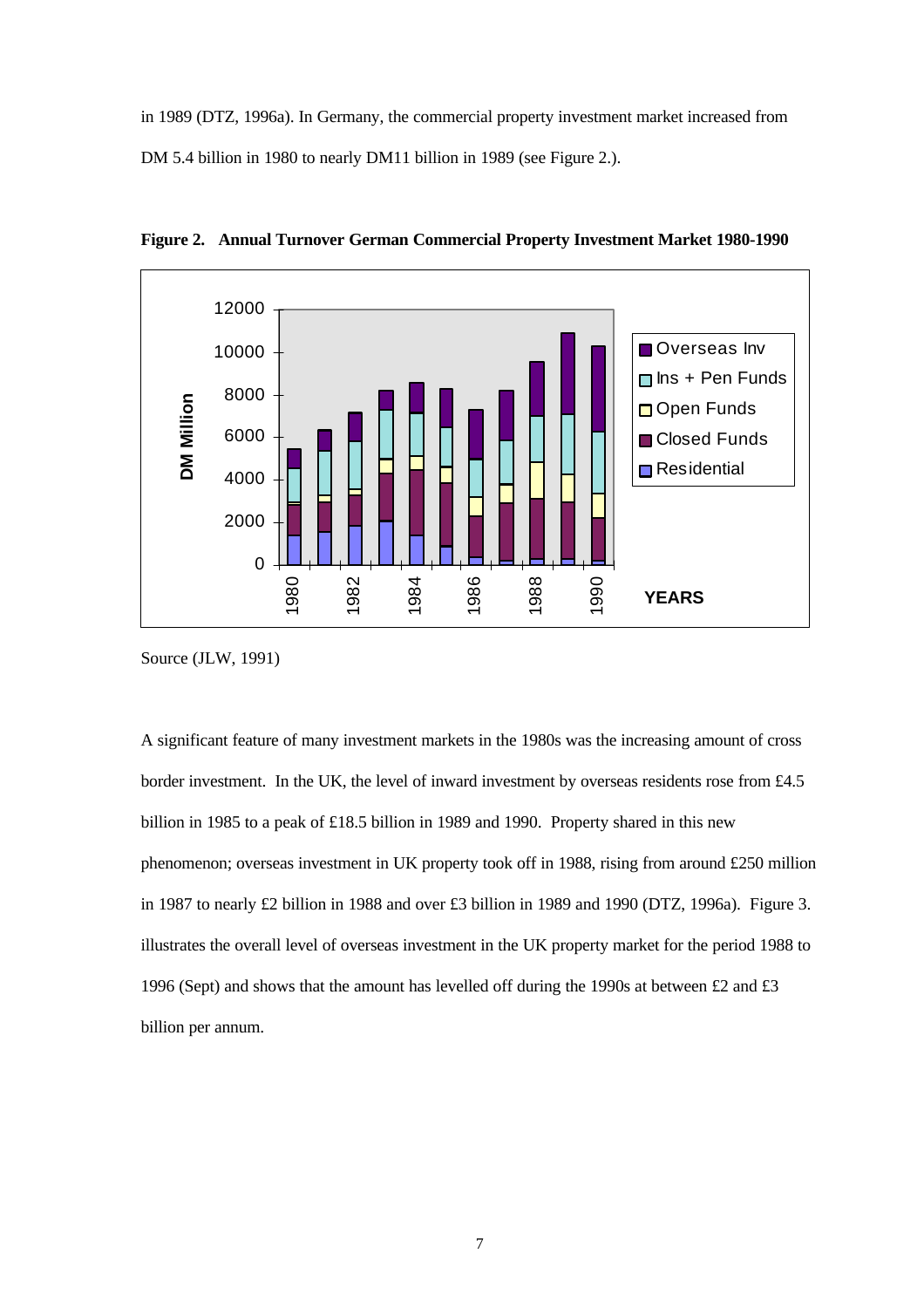in 1989 (DTZ, 1996a). In Germany, the commercial property investment market increased from DM 5.4 billion in 1980 to nearly DM11 billion in 1989 (see Figure 2.).

**Figure 2. Annual Turnover German Commercial Property Investment Market 1980-1990**

Source (JLW, 1991)

A significant feature of many investment markets in the 1980s was the increasing amount of cross border investment. In the UK, the level of inward investment by overseas residents rose from £4.5 billion in 1985 to a peak of £18.5 billion in 1989 and 1990. Property shared in this new phenomenon; overseas investment in UK property took off in 1988, rising from around £250 million in 1987 to nearly £2 billion in 1988 and over £3 billion in 1989 and 1990 (DTZ, 1996a). Figure 3. illustrates the overall level of overseas investment in the UK property market for the period 1988 to 1996 (Sept) and shows that the amount has levelled off during the 1990s at between £2 and £3 billion per annum.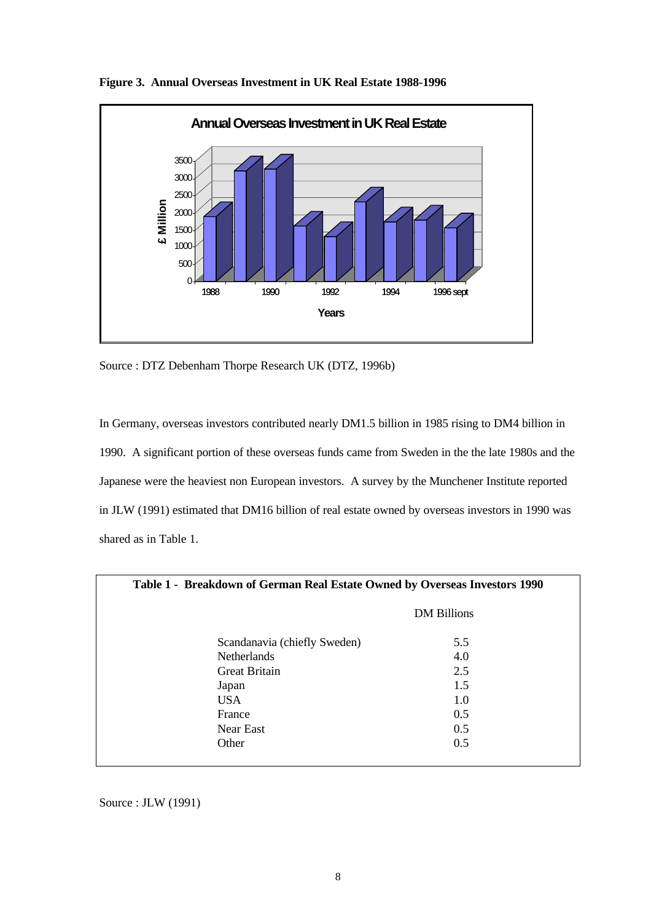**Figure 3. Annual Overseas Investment in UK Real Estate 1988-1996**

Source : DTZ Debenham Thorpe Research UK (DTZ, 1996b)

In Germany, overseas investors contributed nearly DM1.5 billion in 1985 rising to DM4 billion in 1990. A significant portion of these overseas funds came from Sweden in the the late 1980s and the Japanese were the heaviest non European investors. A survey by the Munchener Institute reported in JLW (1991) estimated that DM16 billion of real estate owned by overseas investors in 1990 was shared as in Table 1.

**Table 1 - Breakdown of German Real Estate Owned by Overseas Investors 1990**

| | DM Billions |
|---|---|
| Scandanavia (chiefly Sweden) | 5.5 |
| Netherlands | 4.0 |
| Great Britain | 2.5 |
| Japan | 1.5 |
| USA | 1.0 |
| France | 0.5 |
| Near East | 0.5 |
| Other | 0.5 |

Source : JLW (1991)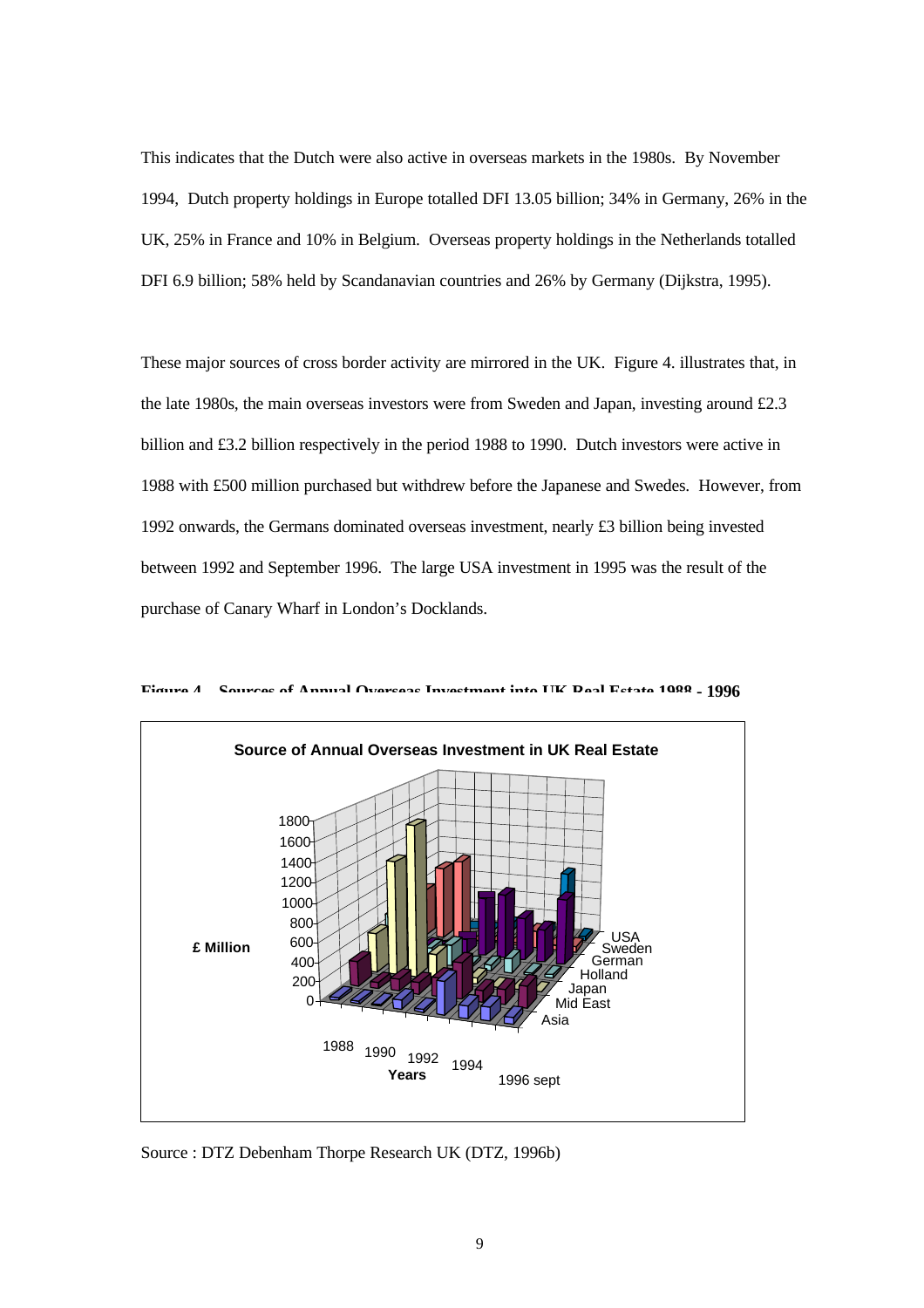This indicates that the Dutch were also active in overseas markets in the 1980s. By November 1994, Dutch property holdings in Europe totalled DFI 13.05 billion; 34% in Germany, 26% in the UK, 25% in France and 10% in Belgium. Overseas property holdings in the Netherlands totalled DFI 6.9 billion; 58% held by Scandanavian countries and 26% by Germany (Dijkstra, 1995).

These major sources of cross border activity are mirrored in the UK. Figure 4. illustrates that, in the late 1980s, the main overseas investors were from Sweden and Japan, investing around £2.3 billion and £3.2 billion respectively in the period 1988 to 1990. Dutch investors were active in 1988 with £500 million purchased but withdrew before the Japanese and Swedes. However, from 1992 onwards, the Germans dominated overseas investment, nearly £3 billion being invested between 1992 and September 1996. The large USA investment in 1995 was the result of the purchase of Canary Wharf in London's Docklands.

**Figure 4. Sources of Annual Overseas Investment into UK Real Estate 1988 - 1996**

Source : DTZ Debenham Thorpe Research UK (DTZ, 1996b)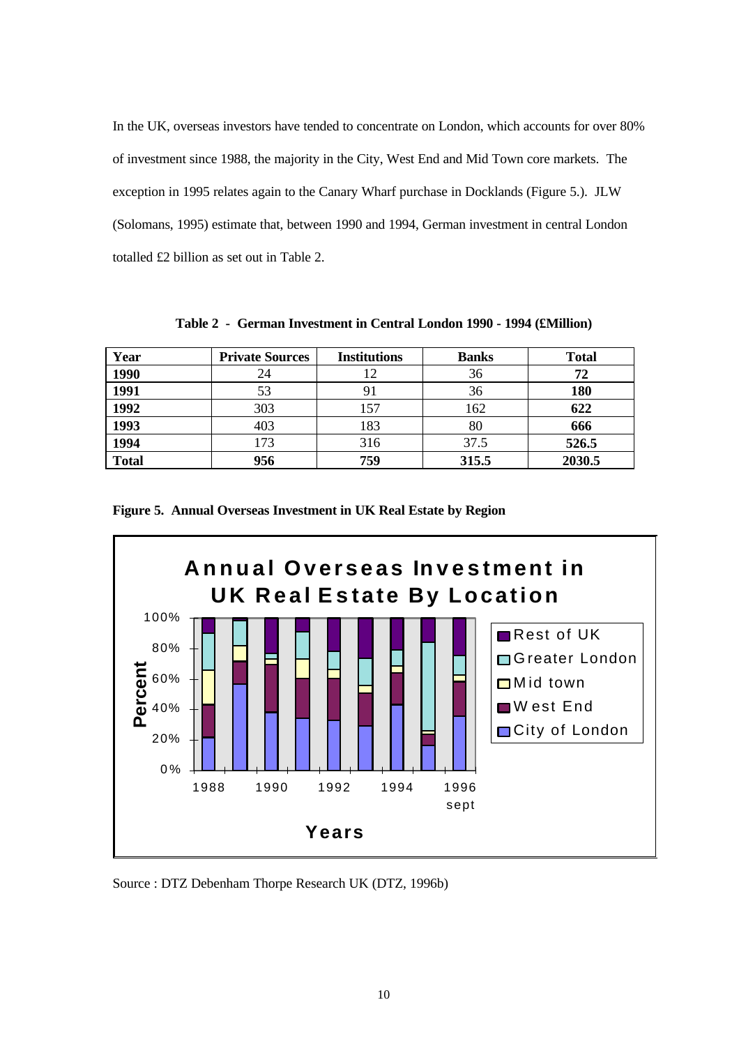In the UK, overseas investors have tended to concentrate on London, which accounts for over 80% of investment since 1988, the majority in the City, West End and Mid Town core markets. The exception in 1995 relates again to the Canary Wharf purchase in Docklands (Figure 5.). JLW (Solomans, 1995) estimate that, between 1990 and 1994, German investment in central London totalled £2 billion as set out in Table 2.

**Table 2 - German Investment in Central London 1990 - 1994 (£Million)**

| Year | Private Sources | Institutions | Banks | Total |
|---|---|---|---|---|
| **1990** | 24 | 12 | 36 | **72** |
| **1991** | 53 | 91 | 36 | **180** |
| **1992** | 303 | 157 | 162 | **622** |
| **1993** | 403 | 183 | 80 | **666** |
| **1994** | 173 | 316 | 37.5 | **526.5** |
| **Total** | **956** | **759** | **315.5** | **2030.5** |

**Figure 5. Annual Overseas Investment in UK Real Estate by Region**

Source : DTZ Debenham Thorpe Research UK (DTZ, 1996b)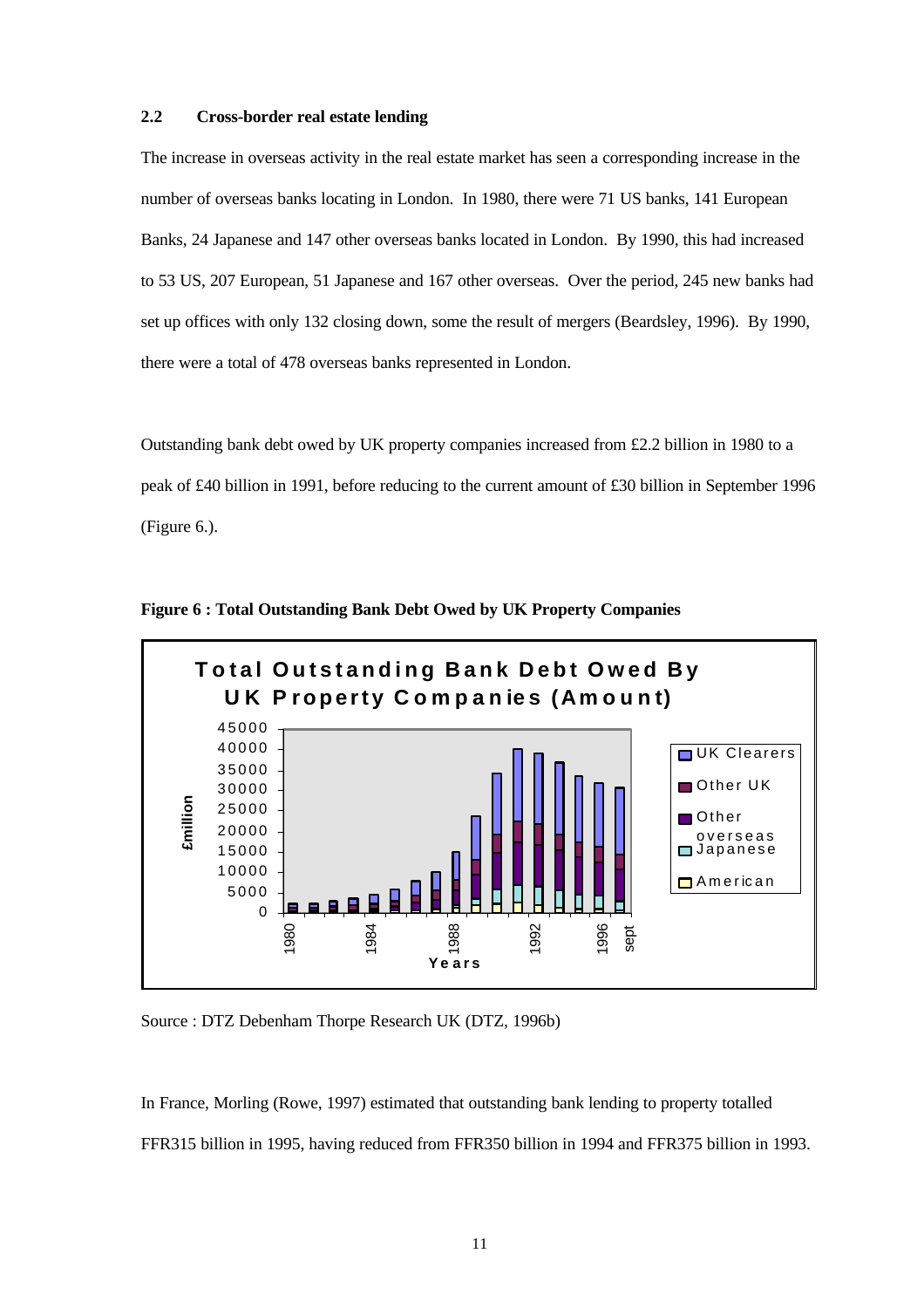### 2.2 Cross-border real estate lending

The increase in overseas activity in the real estate market has seen a corresponding increase in the number of overseas banks locating in London. In 1980, there were 71 US banks, 141 European Banks, 24 Japanese and 147 other overseas banks located in London. By 1990, this had increased to 53 US, 207 European, 51 Japanese and 167 other overseas. Over the period, 245 new banks had set up offices with only 132 closing down, some the result of mergers (Beardsley, 1996). By 1990, there were a total of 478 overseas banks represented in London.

Outstanding bank debt owed by UK property companies increased from £2.2 billion in 1980 to a peak of £40 billion in 1991, before reducing to the current amount of £30 billion in September 1996 (Figure 6.).

**Figure 6 : Total Outstanding Bank Debt Owed by UK Property Companies**

Source : DTZ Debenham Thorpe Research UK (DTZ, 1996b)

In France, Morling (Rowe, 1997) estimated that outstanding bank lending to property totalled FFR315 billion in 1995, having reduced from FFR350 billion in 1994 and FFR375 billion in 1993.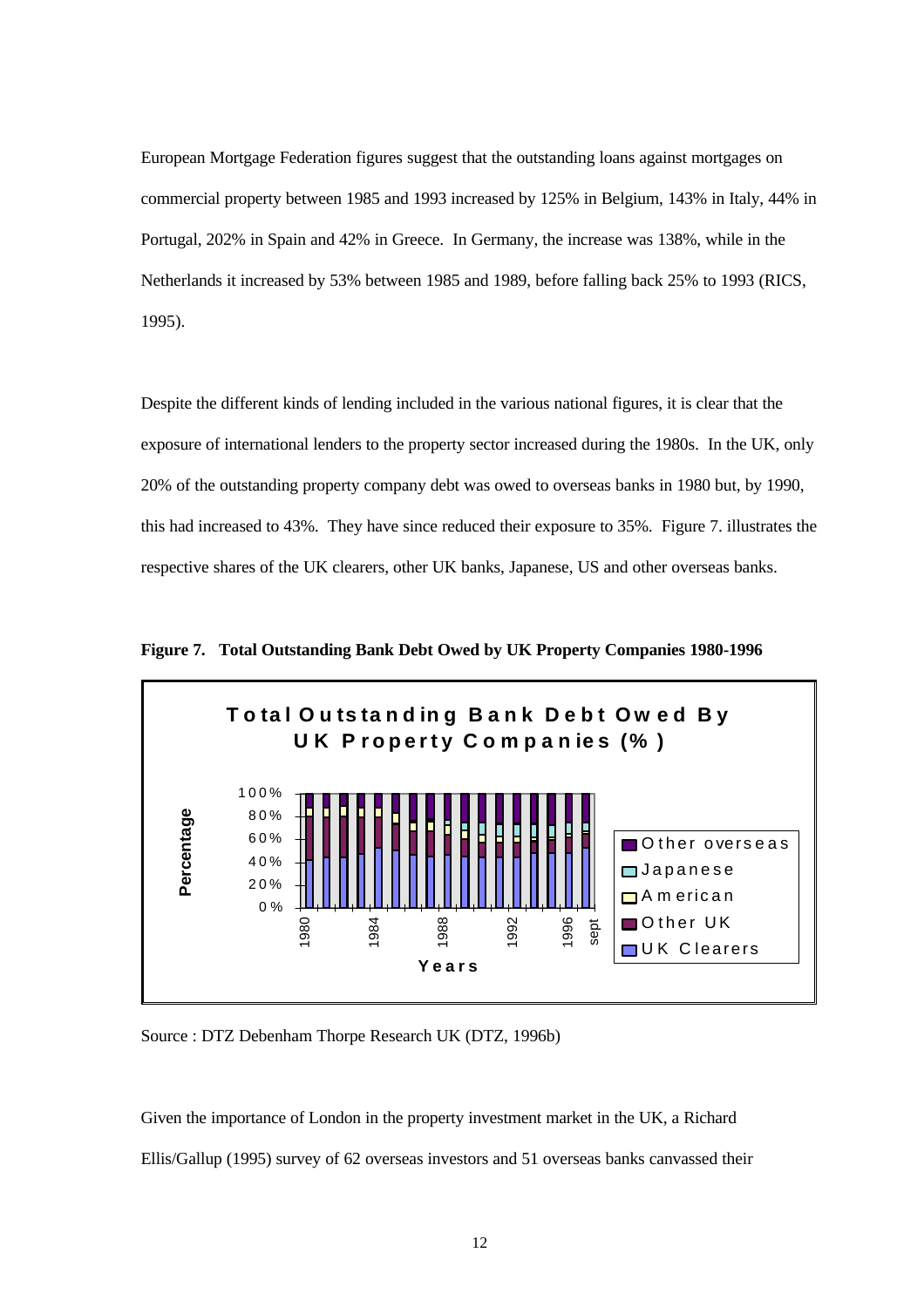European Mortgage Federation figures suggest that the outstanding loans against mortgages on commercial property between 1985 and 1993 increased by 125% in Belgium, 143% in Italy, 44% in Portugal, 202% in Spain and 42% in Greece. In Germany, the increase was 138%, while in the Netherlands it increased by 53% between 1985 and 1989, before falling back 25% to 1993 (RICS, 1995).

Despite the different kinds of lending included in the various national figures, it is clear that the exposure of international lenders to the property sector increased during the 1980s. In the UK, only 20% of the outstanding property company debt was owed to overseas banks in 1980 but, by 1990, this had increased to 43%. They have since reduced their exposure to 35%. Figure 7. illustrates the respective shares of the UK clearers, other UK banks, Japanese, US and other overseas banks.

**Figure 7. Total Outstanding Bank Debt Owed by UK Property Companies 1980-1996**

Source : DTZ Debenham Thorpe Research UK (DTZ, 1996b)

Given the importance of London in the property investment market in the UK, a Richard Ellis/Gallup (1995) survey of 62 overseas investors and 51 overseas banks canvassed their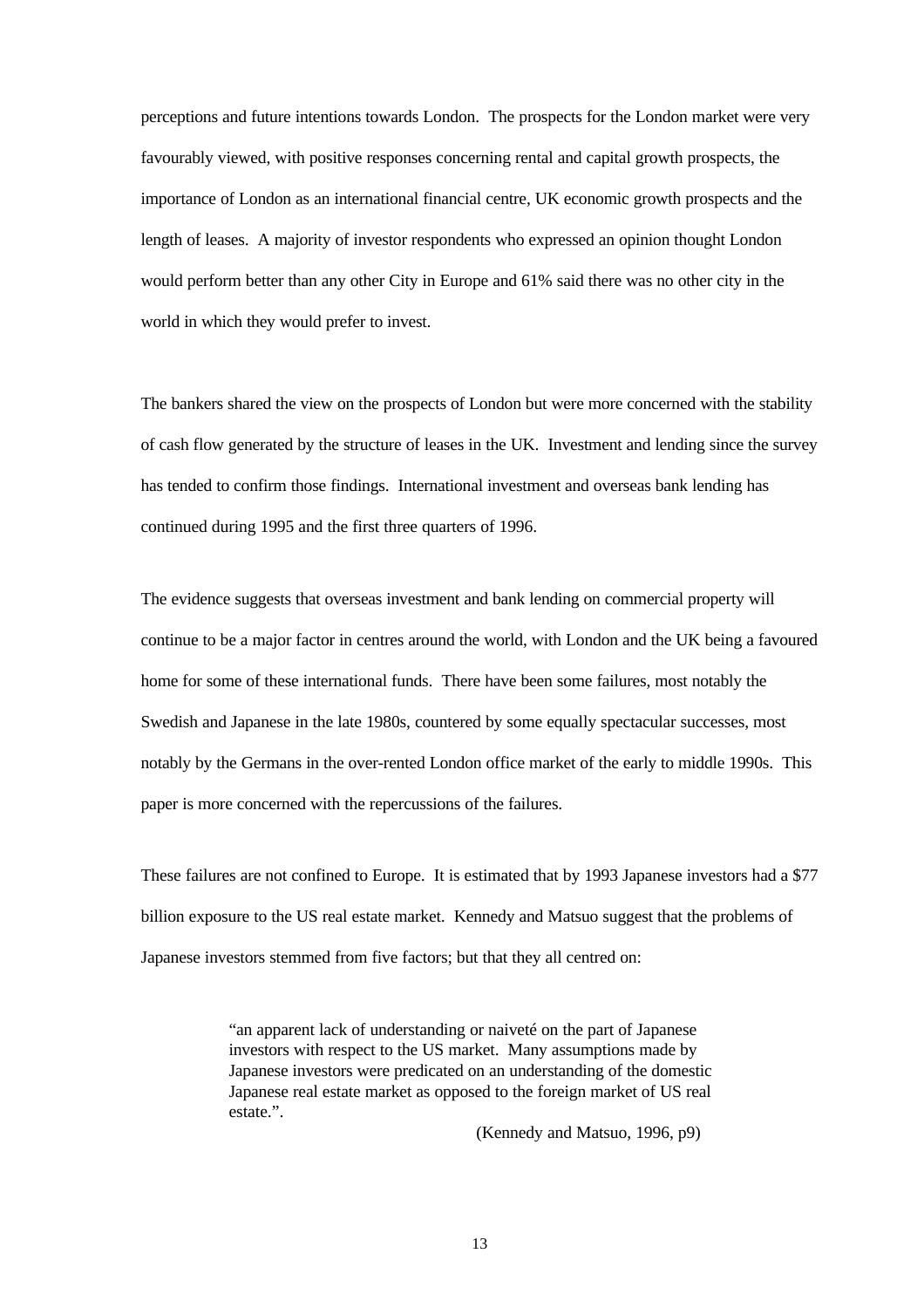perceptions and future intentions towards London. The prospects for the London market were very favourably viewed, with positive responses concerning rental and capital growth prospects, the importance of London as an international financial centre, UK economic growth prospects and the length of leases. A majority of investor respondents who expressed an opinion thought London would perform better than any other City in Europe and 61% said there was no other city in the world in which they would prefer to invest.

The bankers shared the view on the prospects of London but were more concerned with the stability of cash flow generated by the structure of leases in the UK. Investment and lending since the survey has tended to confirm those findings. International investment and overseas bank lending has continued during 1995 and the first three quarters of 1996.

The evidence suggests that overseas investment and bank lending on commercial property will continue to be a major factor in centres around the world, with London and the UK being a favoured home for some of these international funds. There have been some failures, most notably the Swedish and Japanese in the late 1980s, countered by some equally spectacular successes, most notably by the Germans in the over-rented London office market of the early to middle 1990s. This paper is more concerned with the repercussions of the failures.

These failures are not confined to Europe. It is estimated that by 1993 Japanese investors had a $77 billion exposure to the US real estate market. Kennedy and Matsuo suggest that the problems of Japanese investors stemmed from five factors; but that they all centred on:

> "an apparent lack of understanding or naiveté on the part of Japanese investors with respect to the US market. Many assumptions made by Japanese investors were predicated on an understanding of the domestic Japanese real estate market as opposed to the foreign market of US real estate.".
>
> (Kennedy and Matsuo, 1996, p9)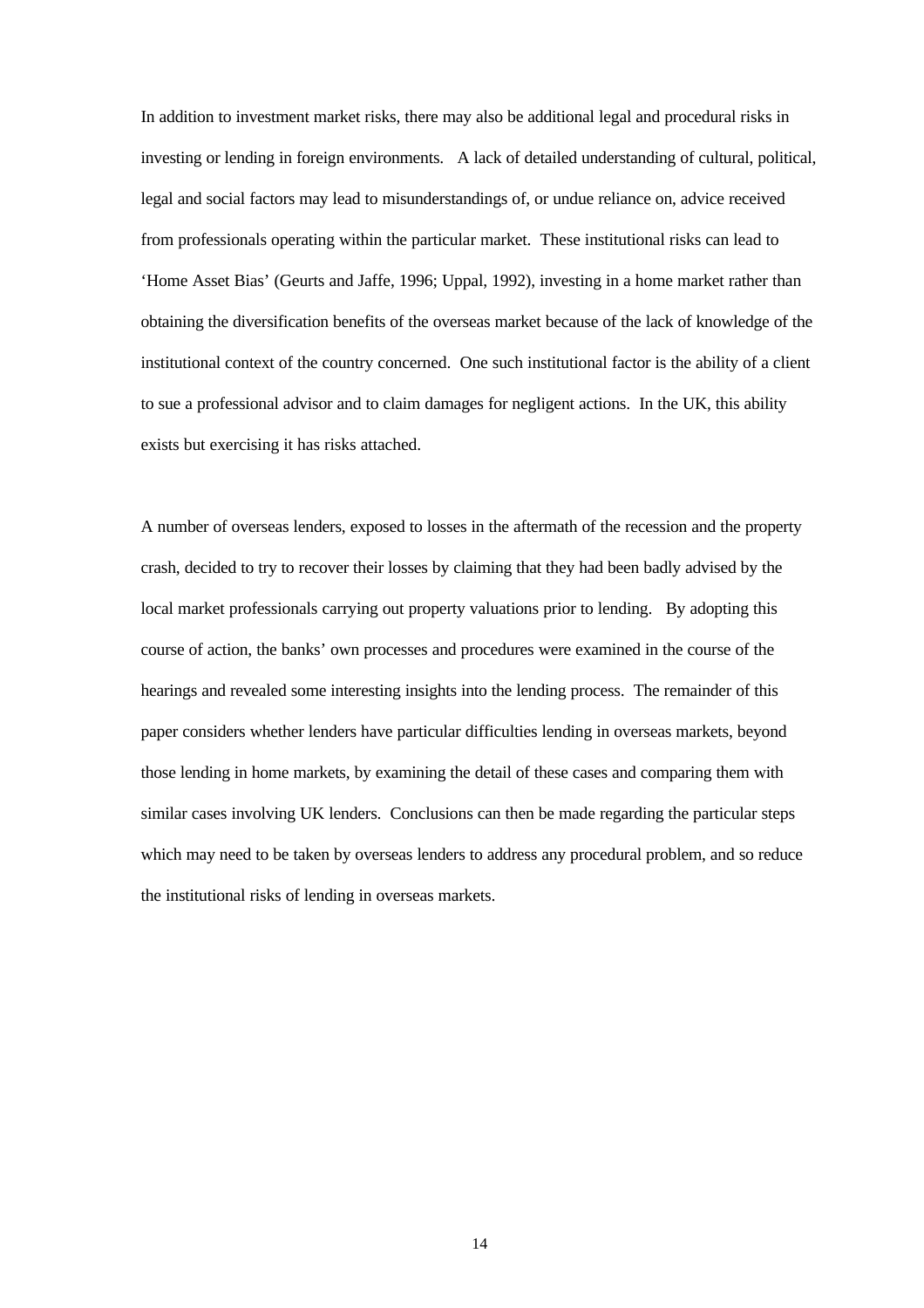In addition to investment market risks, there may also be additional legal and procedural risks in investing or lending in foreign environments. A lack of detailed understanding of cultural, political, legal and social factors may lead to misunderstandings of, or undue reliance on, advice received from professionals operating within the particular market. These institutional risks can lead to 'Home Asset Bias' (Geurts and Jaffe, 1996; Uppal, 1992), investing in a home market rather than obtaining the diversification benefits of the overseas market because of the lack of knowledge of the institutional context of the country concerned. One such institutional factor is the ability of a client to sue a professional advisor and to claim damages for negligent actions. In the UK, this ability exists but exercising it has risks attached.

A number of overseas lenders, exposed to losses in the aftermath of the recession and the property crash, decided to try to recover their losses by claiming that they had been badly advised by the local market professionals carrying out property valuations prior to lending. By adopting this course of action, the banks' own processes and procedures were examined in the course of the hearings and revealed some interesting insights into the lending process. The remainder of this paper considers whether lenders have particular difficulties lending in overseas markets, beyond those lending in home markets, by examining the detail of these cases and comparing them with similar cases involving UK lenders. Conclusions can then be made regarding the particular steps which may need to be taken by overseas lenders to address any procedural problem, and so reduce the institutional risks of lending in overseas markets.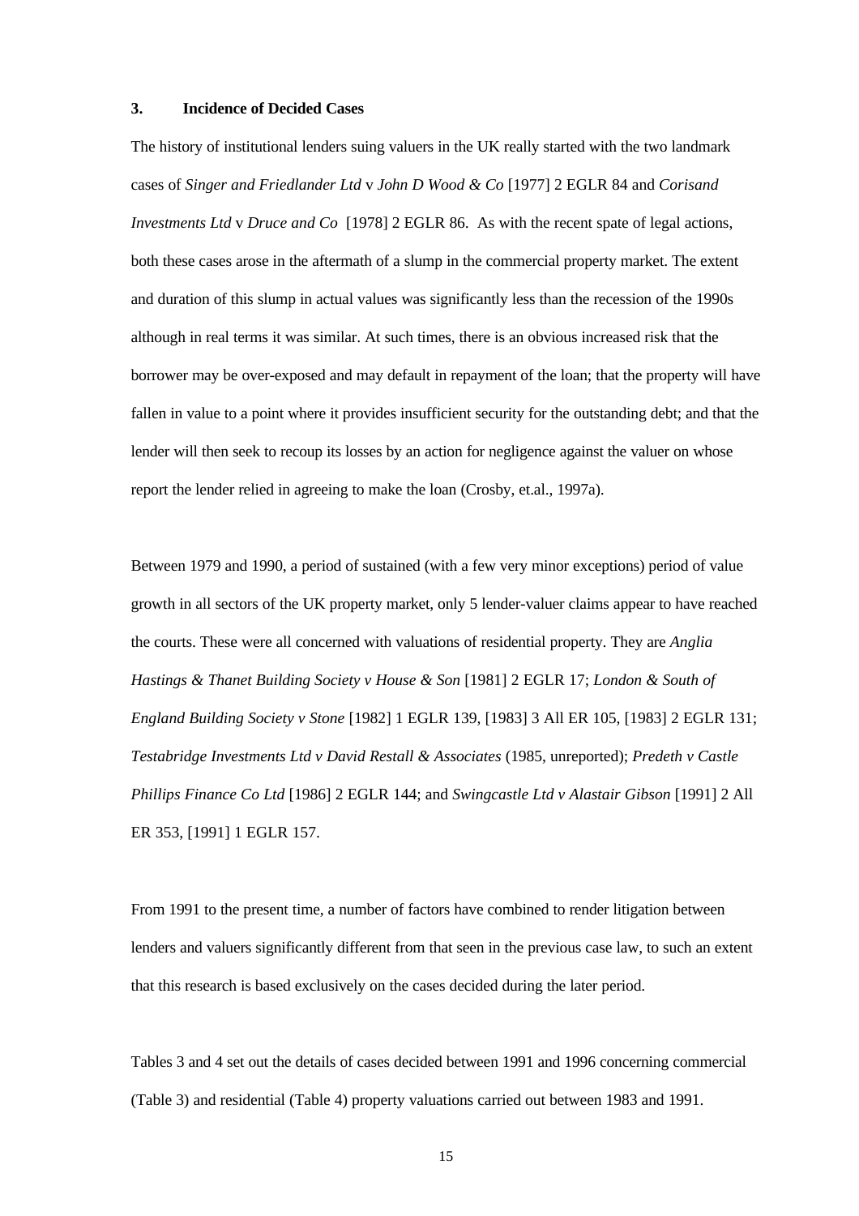### 3. Incidence of Decided Cases

The history of institutional lenders suing valuers in the UK really started with the two landmark cases of *Singer and Friedlander Ltd* v *John D Wood & Co* [1977] 2 EGLR 84 and *Corisand Investments Ltd* v *Druce and Co* [1978] 2 EGLR 86. As with the recent spate of legal actions, both these cases arose in the aftermath of a slump in the commercial property market. The extent and duration of this slump in actual values was significantly less than the recession of the 1990s although in real terms it was similar. At such times, there is an obvious increased risk that the borrower may be over-exposed and may default in repayment of the loan; that the property will have fallen in value to a point where it provides insufficient security for the outstanding debt; and that the lender will then seek to recoup its losses by an action for negligence against the valuer on whose report the lender relied in agreeing to make the loan (Crosby, et.al., 1997a).

Between 1979 and 1990, a period of sustained (with a few very minor exceptions) period of value growth in all sectors of the UK property market, only 5 lender-valuer claims appear to have reached the courts. These were all concerned with valuations of residential property. They are *Anglia Hastings & Thanet Building Society v House & Son* [1981] 2 EGLR 17; *London & South of England Building Society v Stone* [1982] 1 EGLR 139, [1983] 3 All ER 105, [1983] 2 EGLR 131; *Testabridge Investments Ltd v David Restall & Associates* (1985, unreported); *Predeth v Castle Phillips Finance Co Ltd* [1986] 2 EGLR 144; and *Swingcastle Ltd v Alastair Gibson* [1991] 2 All ER 353, [1991] 1 EGLR 157.

From 1991 to the present time, a number of factors have combined to render litigation between lenders and valuers significantly different from that seen in the previous case law, to such an extent that this research is based exclusively on the cases decided during the later period.

Tables 3 and 4 set out the details of cases decided between 1991 and 1996 concerning commercial (Table 3) and residential (Table 4) property valuations carried out between 1983 and 1991.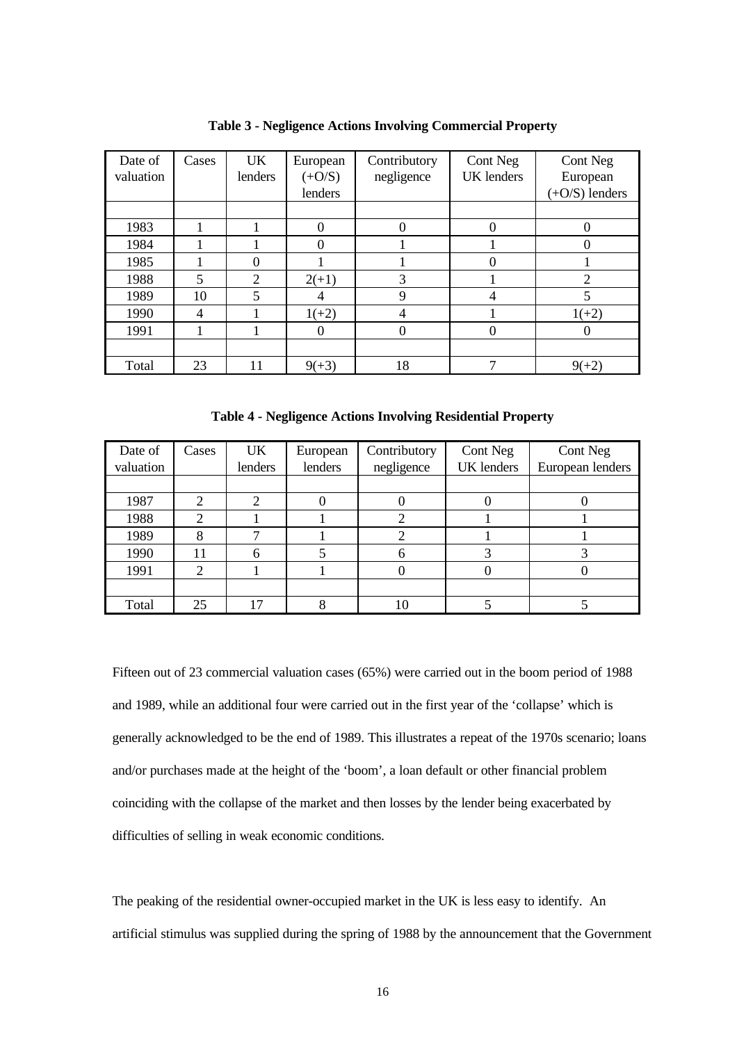**Table 3 - Negligence Actions Involving Commercial Property**

| Date of valuation | Cases | UK lenders | European (+O/S) lenders | Contributory negligence | Cont Neg UK lenders | Cont Neg European (+O/S) lenders |
|---|---|---|---|---|---|---|
| | | | | | | |
| 1983 | 1 | 1 | 0 | 0 | 0 | 0 |
| 1984 | 1 | 1 | 0 | 1 | 1 | 0 |
| 1985 | 1 | 0 | 1 | 1 | 0 | 1 |
| 1988 | 5 | 2 | 2(+1) | 3 | 1 | 2 |
| 1989 | 10 | 5 | 4 | 9 | 4 | 5 |
| 1990 | 4 | 1 | 1(+2) | 4 | 1 | 1(+2) |
| 1991 | 1 | 1 | 0 | 0 | 0 | 0 |
| | | | | | | |
| Total | 23 | 11 | 9(+3) | 18 | 7 | 9(+2) |

**Table 4 - Negligence Actions Involving Residential Property**

| Date of valuation | Cases | UK lenders | European lenders | Contributory negligence | Cont Neg UK lenders | Cont Neg European lenders |
|---|---|---|---|---|---|---|
| | | | | | | |
| 1987 | 2 | 2 | 0 | 0 | 0 | 0 |
| 1988 | 2 | 1 | 1 | 2 | 1 | 1 |
| 1989 | 8 | 7 | 1 | 2 | 1 | 1 |
| 1990 | 11 | 6 | 5 | 6 | 3 | 3 |
| 1991 | 2 | 1 | 1 | 0 | 0 | 0 |
| | | | | | | |
| Total | 25 | 17 | 8 | 10 | 5 | 5 |

Fifteen out of 23 commercial valuation cases (65%) were carried out in the boom period of 1988 and 1989, while an additional four were carried out in the first year of the 'collapse' which is generally acknowledged to be the end of 1989. This illustrates a repeat of the 1970s scenario; loans and/or purchases made at the height of the 'boom', a loan default or other financial problem coinciding with the collapse of the market and then losses by the lender being exacerbated by difficulties of selling in weak economic conditions.

The peaking of the residential owner-occupied market in the UK is less easy to identify. An artificial stimulus was supplied during the spring of 1988 by the announcement that the Government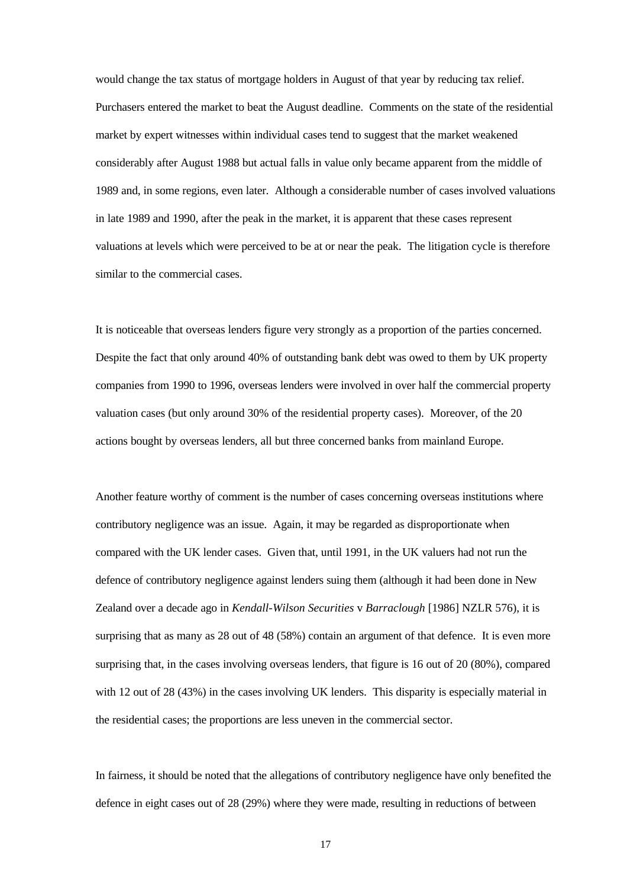would change the tax status of mortgage holders in August of that year by reducing tax relief. Purchasers entered the market to beat the August deadline. Comments on the state of the residential market by expert witnesses within individual cases tend to suggest that the market weakened considerably after August 1988 but actual falls in value only became apparent from the middle of 1989 and, in some regions, even later. Although a considerable number of cases involved valuations in late 1989 and 1990, after the peak in the market, it is apparent that these cases represent valuations at levels which were perceived to be at or near the peak. The litigation cycle is therefore similar to the commercial cases.

It is noticeable that overseas lenders figure very strongly as a proportion of the parties concerned. Despite the fact that only around 40% of outstanding bank debt was owed to them by UK property companies from 1990 to 1996, overseas lenders were involved in over half the commercial property valuation cases (but only around 30% of the residential property cases). Moreover, of the 20 actions bought by overseas lenders, all but three concerned banks from mainland Europe.

Another feature worthy of comment is the number of cases concerning overseas institutions where contributory negligence was an issue. Again, it may be regarded as disproportionate when compared with the UK lender cases. Given that, until 1991, in the UK valuers had not run the defence of contributory negligence against lenders suing them (although it had been done in New Zealand over a decade ago in *Kendall-Wilson Securities* v *Barraclough* [1986] NZLR 576), it is surprising that as many as 28 out of 48 (58%) contain an argument of that defence. It is even more surprising that, in the cases involving overseas lenders, that figure is 16 out of 20 (80%), compared with 12 out of 28 (43%) in the cases involving UK lenders. This disparity is especially material in the residential cases; the proportions are less uneven in the commercial sector.

In fairness, it should be noted that the allegations of contributory negligence have only benefited the defence in eight cases out of 28 (29%) where they were made, resulting in reductions of between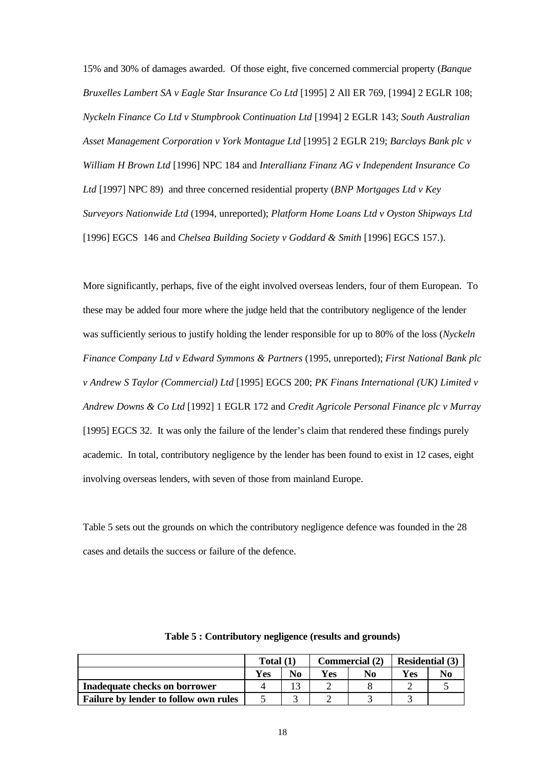15% and 30% of damages awarded. Of those eight, five concerned commercial property (*Banque Bruxelles Lambert SA v Eagle Star Insurance Co Ltd* [1995] 2 All ER 769, [1994] 2 EGLR 108; *Nyckeln Finance Co Ltd v Stumpbrook Continuation Ltd* [1994] 2 EGLR 143; *South Australian Asset Management Corporation v York Montague Ltd* [1995] 2 EGLR 219; *Barclays Bank plc v William H Brown Ltd* [1996] NPC 184 and *Interallianz Finanz AG v Independent Insurance Co Ltd* [1997] NPC 89) and three concerned residential property (*BNP Mortgages Ltd v Key Surveyors Nationwide Ltd* (1994, unreported); *Platform Home Loans Ltd v Oyston Shipways Ltd* [1996] EGCS 146 and *Chelsea Building Society v Goddard & Smith* [1996] EGCS 157.).

More significantly, perhaps, five of the eight involved overseas lenders, four of them European. To these may be added four more where the judge held that the contributory negligence of the lender was sufficiently serious to justify holding the lender responsible for up to 80% of the loss (*Nyckeln Finance Company Ltd v Edward Symmons & Partners* (1995, unreported); *First National Bank plc v Andrew S Taylor (Commercial) Ltd* [1995] EGCS 200; *PK Finans International (UK) Limited v Andrew Downs & Co Ltd* [1992] 1 EGLR 172 and *Credit Agricole Personal Finance plc v Murray* [1995] EGCS 32. It was only the failure of the lender's claim that rendered these findings purely academic. In total, contributory negligence by the lender has been found to exist in 12 cases, eight involving overseas lenders, with seven of those from mainland Europe.

Table 5 sets out the grounds on which the contributory negligence defence was founded in the 28 cases and details the success or failure of the defence.

**Table 5 : Contributory negligence (results and grounds)**

| | Total (1) | | Commercial (2) | | Residential (3) | |
|---|---|---|---|---|---|---|
| | **Yes** | **No** | **Yes** | **No** | **Yes** | **No** |
| **Inadequate checks on borrower** | 4 | 13 | 2 | 8 | 2 | 5 |
| **Failure by lender to follow own rules** | 5 | 3 | 2 | 3 | 3 | |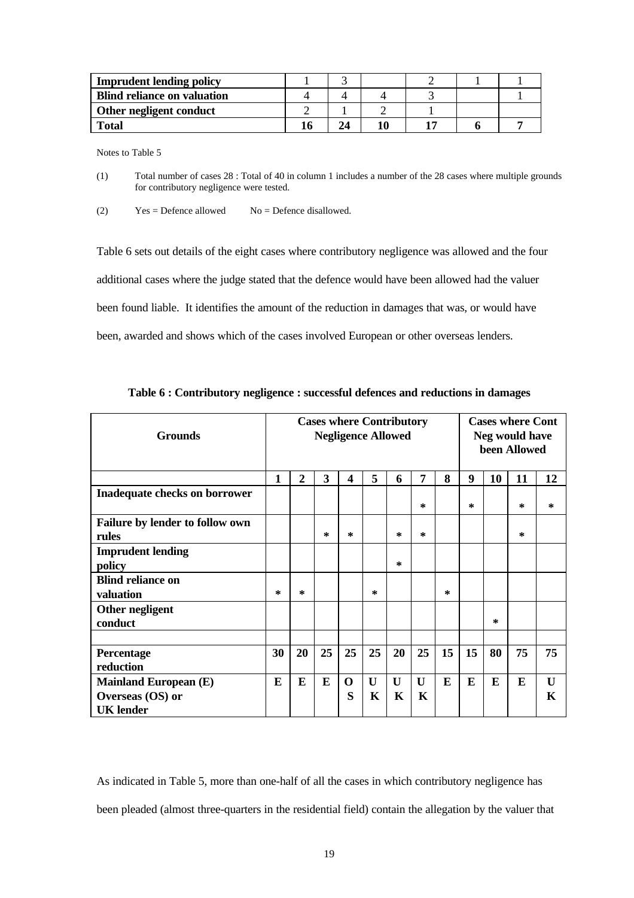| | | | | | | |
|---|---|---|---|---|---|---|
| **Imprudent lending policy** | 1 | 3 | | 2 | 1 | 1 |
| **Blind reliance on valuation** | 4 | 4 | 4 | 3 | | 1 |
| **Other negligent conduct** | 2 | 1 | 2 | 1 | | |
| **Total** | **16** | **24** | **10** | **17** | **6** | **7** |

Notes to Table 5

(1) Total number of cases 28 : Total of 40 in column 1 includes a number of the 28 cases where multiple grounds for contributory negligence were tested.

(2) Yes = Defence allowed No = Defence disallowed.

Table 6 sets out details of the eight cases where contributory negligence was allowed and the four additional cases where the judge stated that the defence would have been allowed had the valuer been found liable. It identifies the amount of the reduction in damages that was, or would have been, awarded and shows which of the cases involved European or other overseas lenders.

**Table 6 : Contributory negligence : successful defences and reductions in damages**

| **Grounds** | **Cases where Contributory Negligence Allowed** | | | | | | | | **Cases where Cont Neg would have been Allowed** | | | |
|---|---|---|---|---|---|---|---|---|---|---|---|---|
| | **1** | **2** | **3** | **4** | **5** | **6** | **7** | **8** | **9** | **10** | **11** | **12** |
| **Inadequate checks on borrower** | | | | | | | * | | * | | * | * |
| **Failure by lender to follow own rules** | | | * | * | | * | * | | | | * | |
| **Imprudent lending policy** | | | | | | * | | | | | | |
| **Blind reliance on valuation** | * | * | | | * | | | * | | | | |
| **Other negligent conduct** | | | | | | | | | | * | | |
| | | | | | | | | | | | | |
| **Percentage reduction** | **30** | **20** | **25** | **25** | **25** | **20** | **25** | **15** | **15** | **80** | **75** | **75** |
| **Mainland European (E) Overseas (OS) or UK lender** | **E** | **E** | **E** | **OS** | **UK** | **UK** | **UK** | **E** | **E** | **E** | **E** | **UK** |

As indicated in Table 5, more than one-half of all the cases in which contributory negligence has been pleaded (almost three-quarters in the residential field) contain the allegation by the valuer that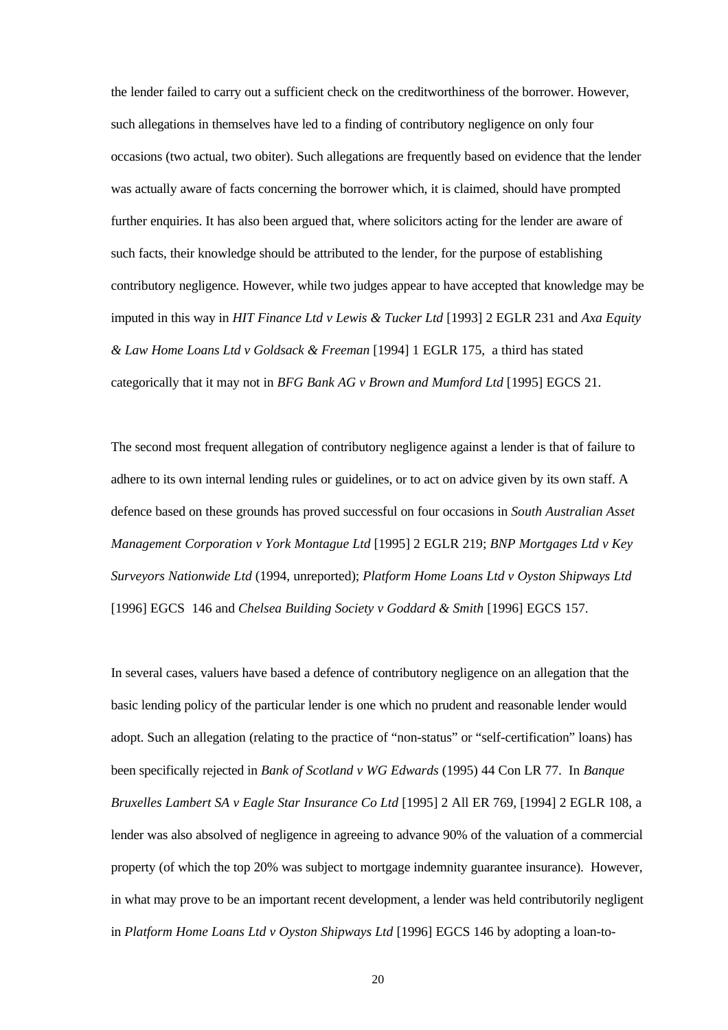the lender failed to carry out a sufficient check on the creditworthiness of the borrower. However, such allegations in themselves have led to a finding of contributory negligence on only four occasions (two actual, two obiter). Such allegations are frequently based on evidence that the lender was actually aware of facts concerning the borrower which, it is claimed, should have prompted further enquiries. It has also been argued that, where solicitors acting for the lender are aware of such facts, their knowledge should be attributed to the lender, for the purpose of establishing contributory negligence. However, while two judges appear to have accepted that knowledge may be imputed in this way in *HIT Finance Ltd v Lewis & Tucker Ltd* [1993] 2 EGLR 231 and *Axa Equity & Law Home Loans Ltd v Goldsack & Freeman* [1994] 1 EGLR 175, a third has stated categorically that it may not in *BFG Bank AG v Brown and Mumford Ltd* [1995] EGCS 21.

The second most frequent allegation of contributory negligence against a lender is that of failure to adhere to its own internal lending rules or guidelines, or to act on advice given by its own staff. A defence based on these grounds has proved successful on four occasions in *South Australian Asset Management Corporation v York Montague Ltd* [1995] 2 EGLR 219; *BNP Mortgages Ltd v Key Surveyors Nationwide Ltd* (1994, unreported); *Platform Home Loans Ltd v Oyston Shipways Ltd* [1996] EGCS 146 and *Chelsea Building Society v Goddard & Smith* [1996] EGCS 157.

In several cases, valuers have based a defence of contributory negligence on an allegation that the basic lending policy of the particular lender is one which no prudent and reasonable lender would adopt. Such an allegation (relating to the practice of "non-status" or "self-certification" loans) has been specifically rejected in *Bank of Scotland v WG Edwards* (1995) 44 Con LR 77. In *Banque Bruxelles Lambert SA v Eagle Star Insurance Co Ltd* [1995] 2 All ER 769, [1994] 2 EGLR 108, a lender was also absolved of negligence in agreeing to advance 90% of the valuation of a commercial property (of which the top 20% was subject to mortgage indemnity guarantee insurance). However, in what may prove to be an important recent development, a lender was held contributorily negligent in *Platform Home Loans Ltd v Oyston Shipways Ltd* [1996] EGCS 146 by adopting a loan-to-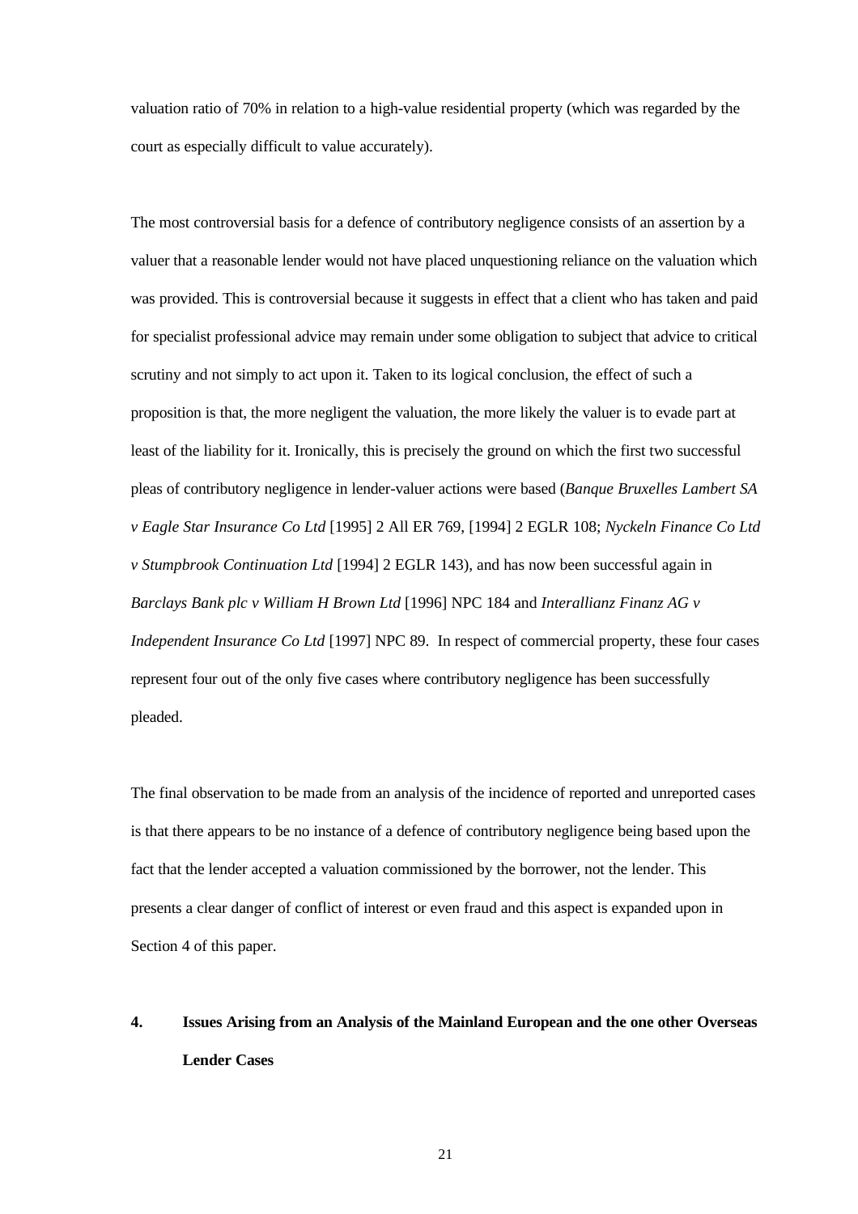valuation ratio of 70% in relation to a high-value residential property (which was regarded by the court as especially difficult to value accurately).

The most controversial basis for a defence of contributory negligence consists of an assertion by a valuer that a reasonable lender would not have placed unquestioning reliance on the valuation which was provided. This is controversial because it suggests in effect that a client who has taken and paid for specialist professional advice may remain under some obligation to subject that advice to critical scrutiny and not simply to act upon it. Taken to its logical conclusion, the effect of such a proposition is that, the more negligent the valuation, the more likely the valuer is to evade part at least of the liability for it. Ironically, this is precisely the ground on which the first two successful pleas of contributory negligence in lender-valuer actions were based (*Banque Bruxelles Lambert SA v Eagle Star Insurance Co Ltd* [1995] 2 All ER 769, [1994] 2 EGLR 108; *Nyckeln Finance Co Ltd v Stumpbrook Continuation Ltd* [1994] 2 EGLR 143), and has now been successful again in *Barclays Bank plc v William H Brown Ltd* [1996] NPC 184 and *Interallianz Finanz AG v Independent Insurance Co Ltd* [1997] NPC 89. In respect of commercial property, these four cases represent four out of the only five cases where contributory negligence has been successfully pleaded.

The final observation to be made from an analysis of the incidence of reported and unreported cases is that there appears to be no instance of a defence of contributory negligence being based upon the fact that the lender accepted a valuation commissioned by the borrower, not the lender. This presents a clear danger of conflict of interest or even fraud and this aspect is expanded upon in Section 4 of this paper.

## 4. Issues Arising from an Analysis of the Mainland European and the one other Overseas Lender Cases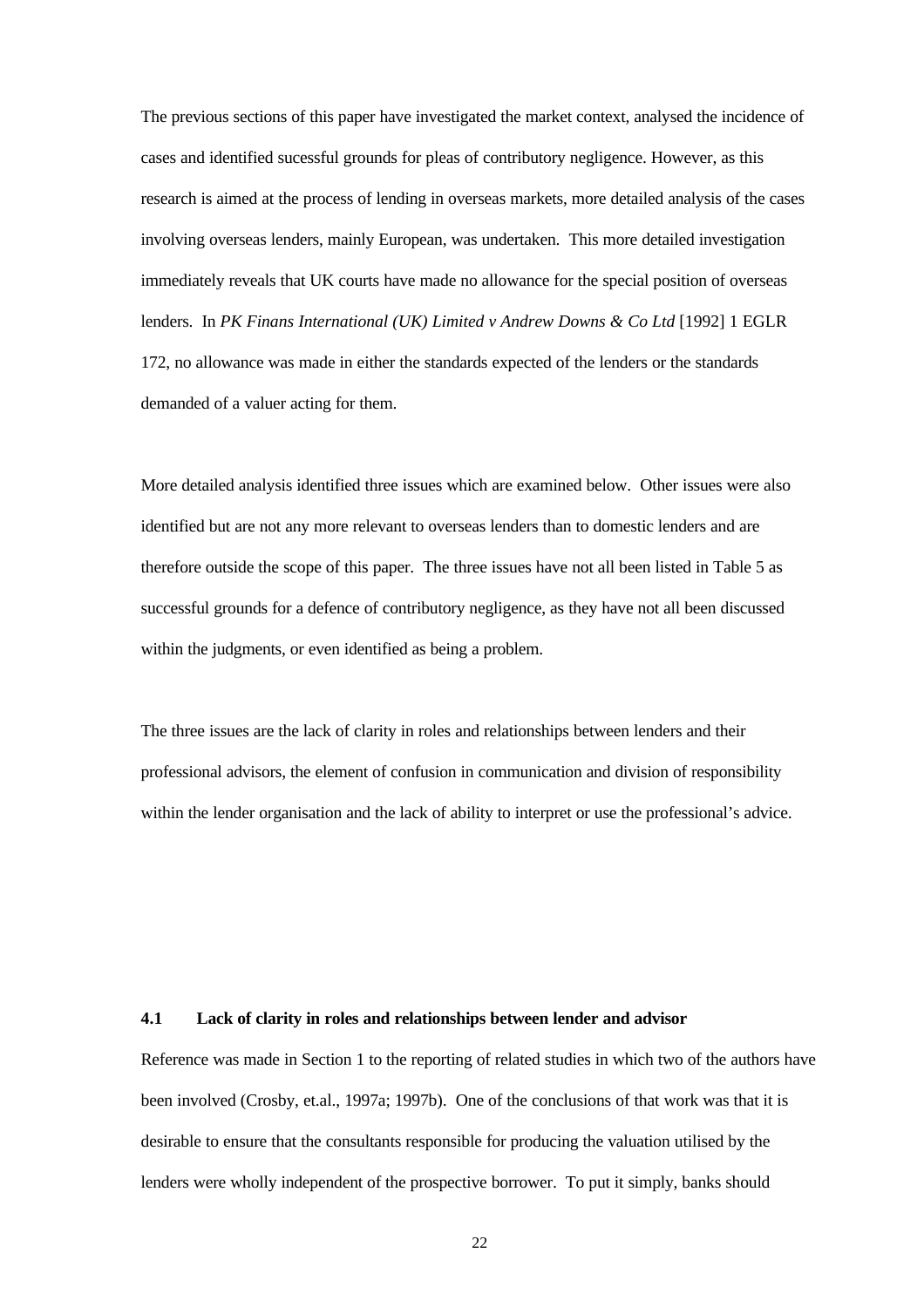The previous sections of this paper have investigated the market context, analysed the incidence of cases and identified sucessful grounds for pleas of contributory negligence. However, as this research is aimed at the process of lending in overseas markets, more detailed analysis of the cases involving overseas lenders, mainly European, was undertaken. This more detailed investigation immediately reveals that UK courts have made no allowance for the special position of overseas lenders. In *PK Finans International (UK) Limited v Andrew Downs & Co Ltd* [1992] 1 EGLR 172, no allowance was made in either the standards expected of the lenders or the standards demanded of a valuer acting for them.

More detailed analysis identified three issues which are examined below. Other issues were also identified but are not any more relevant to overseas lenders than to domestic lenders and are therefore outside the scope of this paper. The three issues have not all been listed in Table 5 as successful grounds for a defence of contributory negligence, as they have not all been discussed within the judgments, or even identified as being a problem.

The three issues are the lack of clarity in roles and relationships between lenders and their professional advisors, the element of confusion in communication and division of responsibility within the lender organisation and the lack of ability to interpret or use the professional's advice.

### 4.1 Lack of clarity in roles and relationships between lender and advisor

Reference was made in Section 1 to the reporting of related studies in which two of the authors have been involved (Crosby, et.al., 1997a; 1997b). One of the conclusions of that work was that it is desirable to ensure that the consultants responsible for producing the valuation utilised by the lenders were wholly independent of the prospective borrower. To put it simply, banks should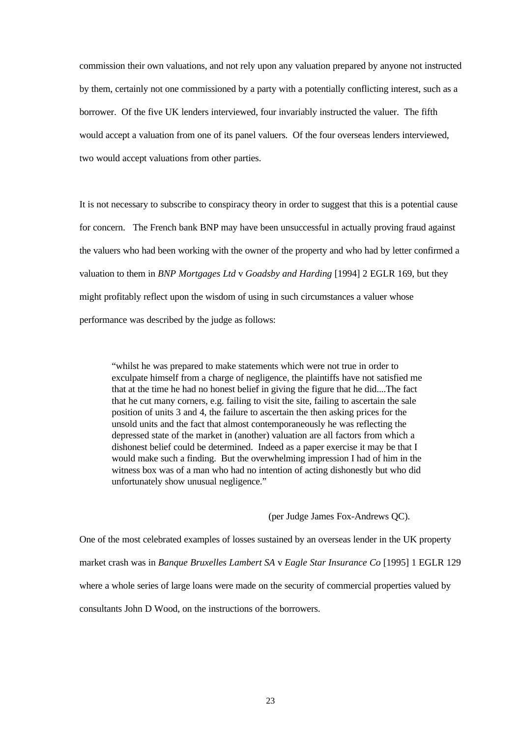commission their own valuations, and not rely upon any valuation prepared by anyone not instructed by them, certainly not one commissioned by a party with a potentially conflicting interest, such as a borrower. Of the five UK lenders interviewed, four invariably instructed the valuer. The fifth would accept a valuation from one of its panel valuers. Of the four overseas lenders interviewed, two would accept valuations from other parties.

It is not necessary to subscribe to conspiracy theory in order to suggest that this is a potential cause for concern. The French bank BNP may have been unsuccessful in actually proving fraud against the valuers who had been working with the owner of the property and who had by letter confirmed a valuation to them in *BNP Mortgages Ltd* v *Goadsby and Harding* [1994] 2 EGLR 169, but they might profitably reflect upon the wisdom of using in such circumstances a valuer whose performance was described by the judge as follows:

> "whilst he was prepared to make statements which were not true in order to exculpate himself from a charge of negligence, the plaintiffs have not satisfied me that at the time he had no honest belief in giving the figure that he did....The fact that he cut many corners, e.g. failing to visit the site, failing to ascertain the sale position of units 3 and 4, the failure to ascertain the then asking prices for the unsold units and the fact that almost contemporaneously he was reflecting the depressed state of the market in (another) valuation are all factors from which a dishonest belief could be determined. Indeed as a paper exercise it may be that I would make such a finding. But the overwhelming impression I had of him in the witness box was of a man who had no intention of acting dishonestly but who did unfortunately show unusual negligence."
>
> (per Judge James Fox-Andrews QC).

One of the most celebrated examples of losses sustained by an overseas lender in the UK property market crash was in *Banque Bruxelles Lambert SA* v *Eagle Star Insurance Co* [1995] 1 EGLR 129 where a whole series of large loans were made on the security of commercial properties valued by consultants John D Wood, on the instructions of the borrowers.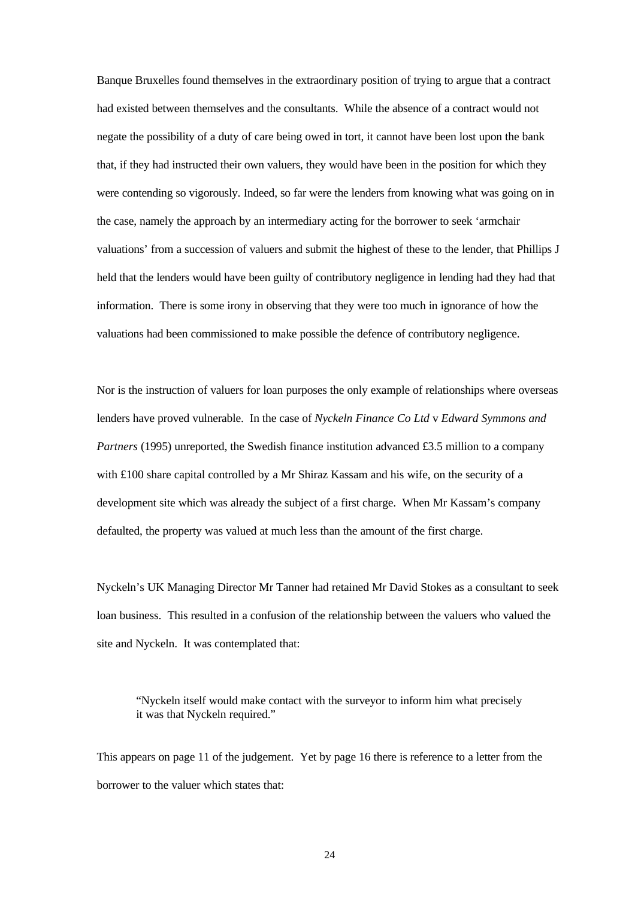Banque Bruxelles found themselves in the extraordinary position of trying to argue that a contract had existed between themselves and the consultants. While the absence of a contract would not negate the possibility of a duty of care being owed in tort, it cannot have been lost upon the bank that, if they had instructed their own valuers, they would have been in the position for which they were contending so vigorously. Indeed, so far were the lenders from knowing what was going on in the case, namely the approach by an intermediary acting for the borrower to seek 'armchair valuations' from a succession of valuers and submit the highest of these to the lender, that Phillips J held that the lenders would have been guilty of contributory negligence in lending had they had that information. There is some irony in observing that they were too much in ignorance of how the valuations had been commissioned to make possible the defence of contributory negligence.

Nor is the instruction of valuers for loan purposes the only example of relationships where overseas lenders have proved vulnerable. In the case of *Nyckeln Finance Co Ltd* v *Edward Symmons and Partners* (1995) unreported, the Swedish finance institution advanced £3.5 million to a company with £100 share capital controlled by a Mr Shiraz Kassam and his wife, on the security of a development site which was already the subject of a first charge. When Mr Kassam's company defaulted, the property was valued at much less than the amount of the first charge.

Nyckeln's UK Managing Director Mr Tanner had retained Mr David Stokes as a consultant to seek loan business. This resulted in a confusion of the relationship between the valuers who valued the site and Nyckeln. It was contemplated that:

> "Nyckeln itself would make contact with the surveyor to inform him what precisely it was that Nyckeln required."

This appears on page 11 of the judgement. Yet by page 16 there is reference to a letter from the borrower to the valuer which states that: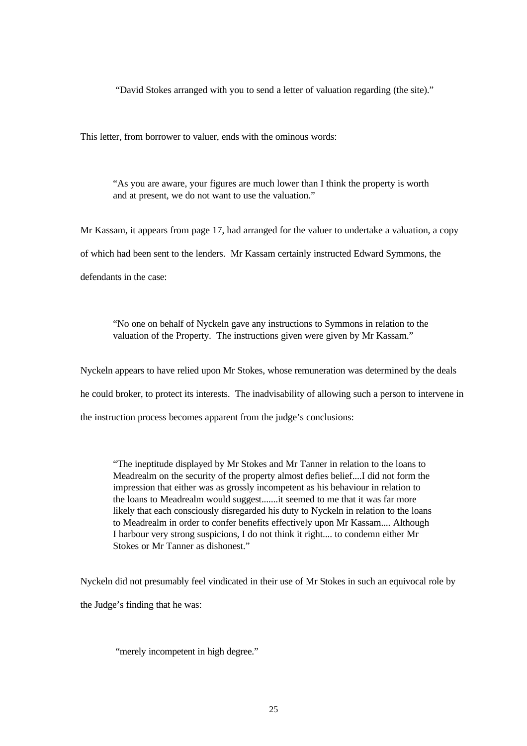"David Stokes arranged with you to send a letter of valuation regarding (the site)."

This letter, from borrower to valuer, ends with the ominous words:

> "As you are aware, your figures are much lower than I think the property is worth and at present, we do not want to use the valuation."

Mr Kassam, it appears from page 17, had arranged for the valuer to undertake a valuation, a copy of which had been sent to the lenders. Mr Kassam certainly instructed Edward Symmons, the defendants in the case:

> "No one on behalf of Nyckeln gave any instructions to Symmons in relation to the valuation of the Property. The instructions given were given by Mr Kassam."

Nyckeln appears to have relied upon Mr Stokes, whose remuneration was determined by the deals he could broker, to protect its interests. The inadvisability of allowing such a person to intervene in the instruction process becomes apparent from the judge's conclusions:

> "The ineptitude displayed by Mr Stokes and Mr Tanner in relation to the loans to Meadrealm on the security of the property almost defies belief....I did not form the impression that either was as grossly incompetent as his behaviour in relation to the loans to Meadrealm would suggest.......it seemed to me that it was far more likely that each consciously disregarded his duty to Nyckeln in relation to the loans to Meadrealm in order to confer benefits effectively upon Mr Kassam.... Although I harbour very strong suspicions, I do not think it right.... to condemn either Mr Stokes or Mr Tanner as dishonest."

Nyckeln did not presumably feel vindicated in their use of Mr Stokes in such an equivocal role by the Judge's finding that he was:

> "merely incompetent in high degree."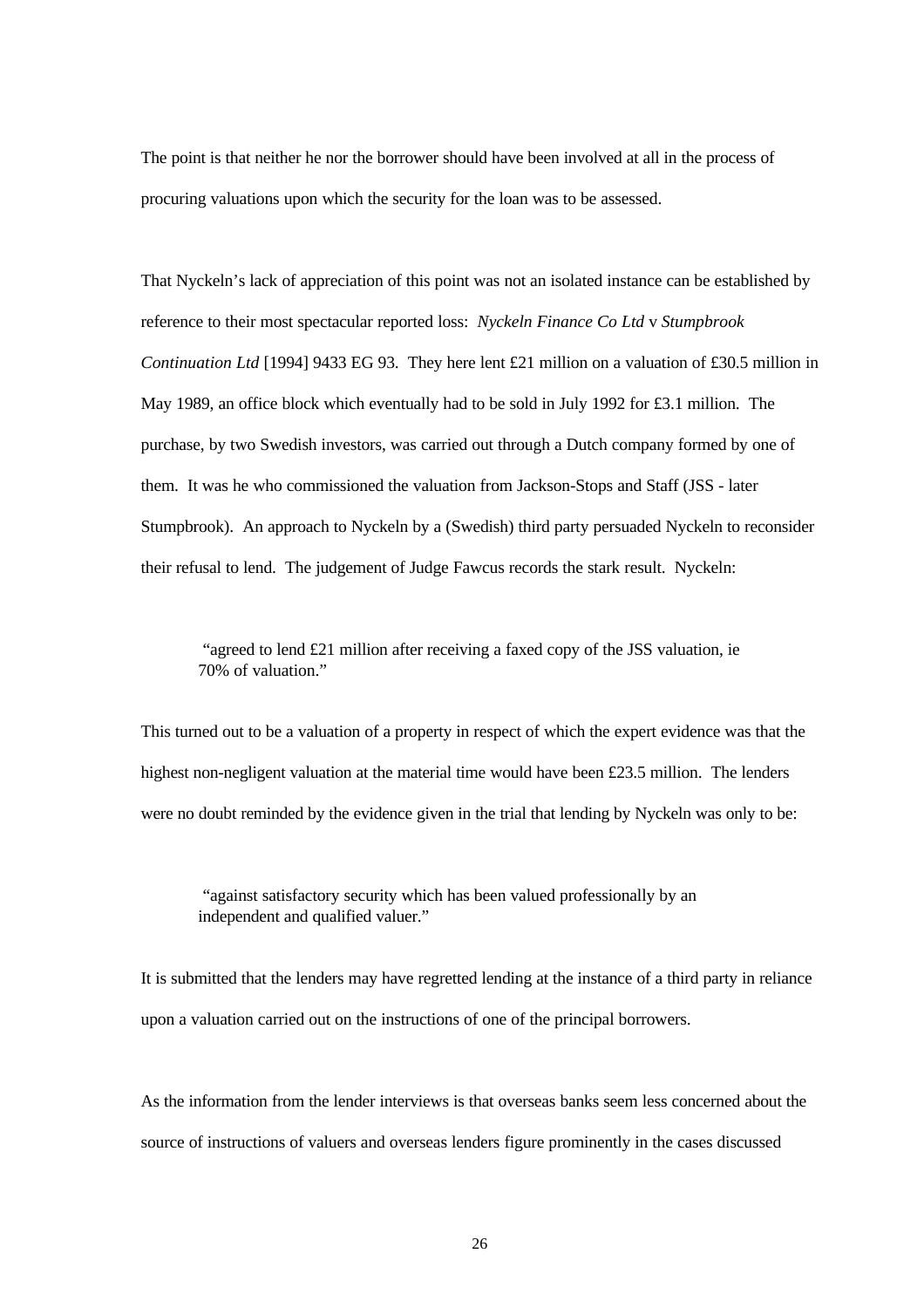The point is that neither he nor the borrower should have been involved at all in the process of procuring valuations upon which the security for the loan was to be assessed.

That Nyckeln's lack of appreciation of this point was not an isolated instance can be established by reference to their most spectacular reported loss: *Nyckeln Finance Co Ltd* v *Stumpbrook Continuation Ltd* [1994] 9433 EG 93. They here lent £21 million on a valuation of £30.5 million in May 1989, an office block which eventually had to be sold in July 1992 for £3.1 million. The purchase, by two Swedish investors, was carried out through a Dutch company formed by one of them. It was he who commissioned the valuation from Jackson-Stops and Staff (JSS - later Stumpbrook). An approach to Nyckeln by a (Swedish) third party persuaded Nyckeln to reconsider their refusal to lend. The judgement of Judge Fawcus records the stark result. Nyckeln:

> "agreed to lend £21 million after receiving a faxed copy of the JSS valuation, ie 70% of valuation."

This turned out to be a valuation of a property in respect of which the expert evidence was that the highest non-negligent valuation at the material time would have been £23.5 million. The lenders were no doubt reminded by the evidence given in the trial that lending by Nyckeln was only to be:

> "against satisfactory security which has been valued professionally by an independent and qualified valuer."

It is submitted that the lenders may have regretted lending at the instance of a third party in reliance upon a valuation carried out on the instructions of one of the principal borrowers.

As the information from the lender interviews is that overseas banks seem less concerned about the source of instructions of valuers and overseas lenders figure prominently in the cases discussed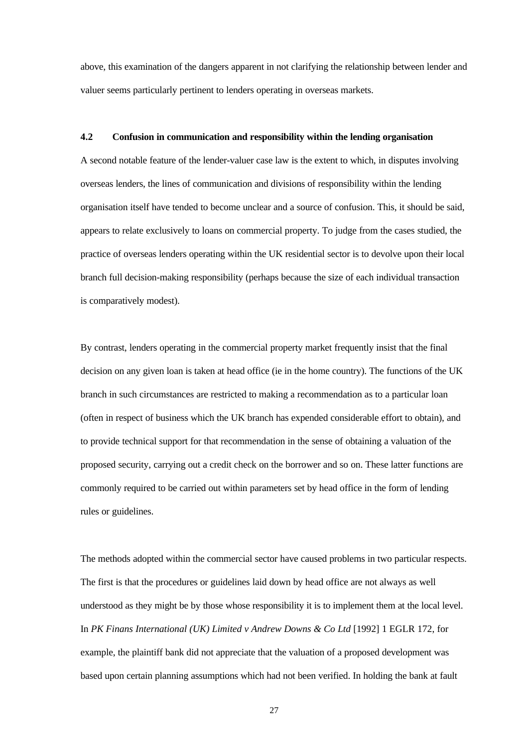above, this examination of the dangers apparent in not clarifying the relationship between lender and valuer seems particularly pertinent to lenders operating in overseas markets.

### 4.2 Confusion in communication and responsibility within the lending organisation

A second notable feature of the lender-valuer case law is the extent to which, in disputes involving overseas lenders, the lines of communication and divisions of responsibility within the lending organisation itself have tended to become unclear and a source of confusion. This, it should be said, appears to relate exclusively to loans on commercial property. To judge from the cases studied, the practice of overseas lenders operating within the UK residential sector is to devolve upon their local branch full decision-making responsibility (perhaps because the size of each individual transaction is comparatively modest).

By contrast, lenders operating in the commercial property market frequently insist that the final decision on any given loan is taken at head office (ie in the home country). The functions of the UK branch in such circumstances are restricted to making a recommendation as to a particular loan (often in respect of business which the UK branch has expended considerable effort to obtain), and to provide technical support for that recommendation in the sense of obtaining a valuation of the proposed security, carrying out a credit check on the borrower and so on. These latter functions are commonly required to be carried out within parameters set by head office in the form of lending rules or guidelines.

The methods adopted within the commercial sector have caused problems in two particular respects. The first is that the procedures or guidelines laid down by head office are not always as well understood as they might be by those whose responsibility it is to implement them at the local level. In *PK Finans International (UK) Limited v Andrew Downs & Co Ltd* [1992] 1 EGLR 172, for example, the plaintiff bank did not appreciate that the valuation of a proposed development was based upon certain planning assumptions which had not been verified. In holding the bank at fault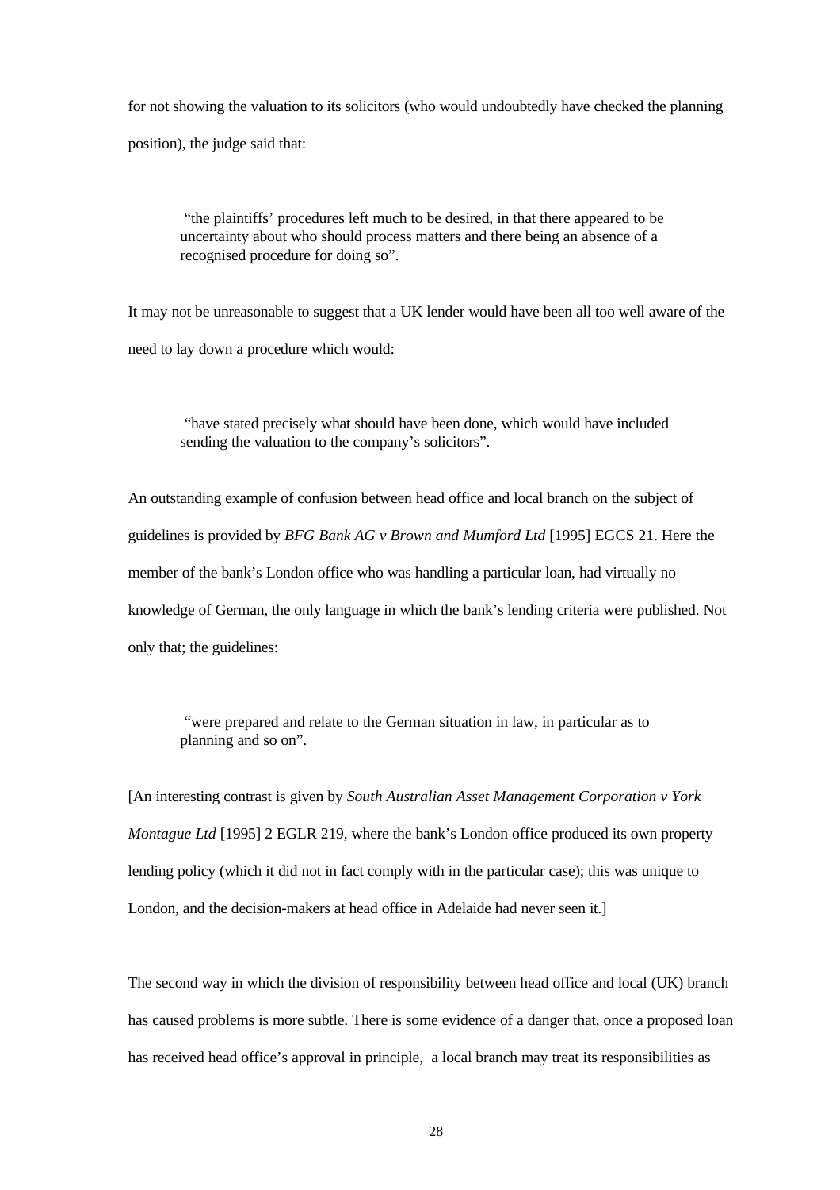for not showing the valuation to its solicitors (who would undoubtedly have checked the planning position), the judge said that:

> "the plaintiffs' procedures left much to be desired, in that there appeared to be uncertainty about who should process matters and there being an absence of a recognised procedure for doing so".

It may not be unreasonable to suggest that a UK lender would have been all too well aware of the need to lay down a procedure which would:

> "have stated precisely what should have been done, which would have included sending the valuation to the company's solicitors".

An outstanding example of confusion between head office and local branch on the subject of guidelines is provided by *BFG Bank AG v Brown and Mumford Ltd* [1995] EGCS 21. Here the member of the bank's London office who was handling a particular loan, had virtually no knowledge of German, the only language in which the bank's lending criteria were published. Not only that; the guidelines:

> "were prepared and relate to the German situation in law, in particular as to planning and so on".

[An interesting contrast is given by *South Australian Asset Management Corporation v York Montague Ltd* [1995] 2 EGLR 219, where the bank's London office produced its own property lending policy (which it did not in fact comply with in the particular case); this was unique to London, and the decision-makers at head office in Adelaide had never seen it.]

The second way in which the division of responsibility between head office and local (UK) branch has caused problems is more subtle. There is some evidence of a danger that, once a proposed loan has received head office's approval in principle, a local branch may treat its responsibilities as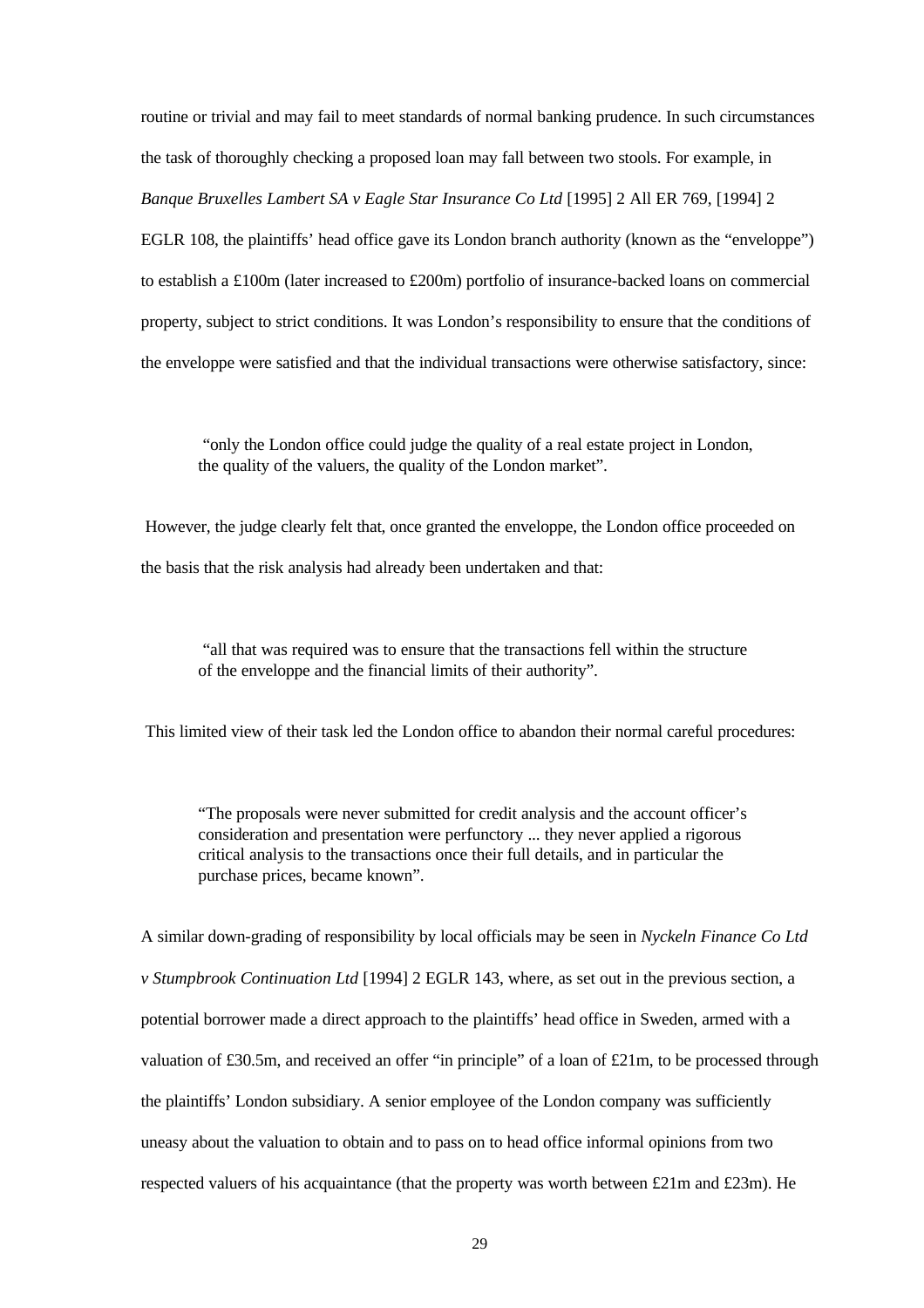routine or trivial and may fail to meet standards of normal banking prudence. In such circumstances the task of thoroughly checking a proposed loan may fall between two stools. For example, in *Banque Bruxelles Lambert SA v Eagle Star Insurance Co Ltd* [1995] 2 All ER 769, [1994] 2 EGLR 108, the plaintiffs' head office gave its London branch authority (known as the "enveloppe") to establish a £100m (later increased to £200m) portfolio of insurance-backed loans on commercial property, subject to strict conditions. It was London's responsibility to ensure that the conditions of the enveloppe were satisfied and that the individual transactions were otherwise satisfactory, since:

> "only the London office could judge the quality of a real estate project in London, the quality of the valuers, the quality of the London market".

However, the judge clearly felt that, once granted the enveloppe, the London office proceeded on the basis that the risk analysis had already been undertaken and that:

> "all that was required was to ensure that the transactions fell within the structure of the enveloppe and the financial limits of their authority".

This limited view of their task led the London office to abandon their normal careful procedures:

> "The proposals were never submitted for credit analysis and the account officer's consideration and presentation were perfunctory ... they never applied a rigorous critical analysis to the transactions once their full details, and in particular the purchase prices, became known".

A similar down-grading of responsibility by local officials may be seen in *Nyckeln Finance Co Ltd v Stumpbrook Continuation Ltd* [1994] 2 EGLR 143, where, as set out in the previous section, a potential borrower made a direct approach to the plaintiffs' head office in Sweden, armed with a valuation of £30.5m, and received an offer "in principle" of a loan of £21m, to be processed through the plaintiffs' London subsidiary. A senior employee of the London company was sufficiently uneasy about the valuation to obtain and to pass on to head office informal opinions from two respected valuers of his acquaintance (that the property was worth between £21m and £23m). He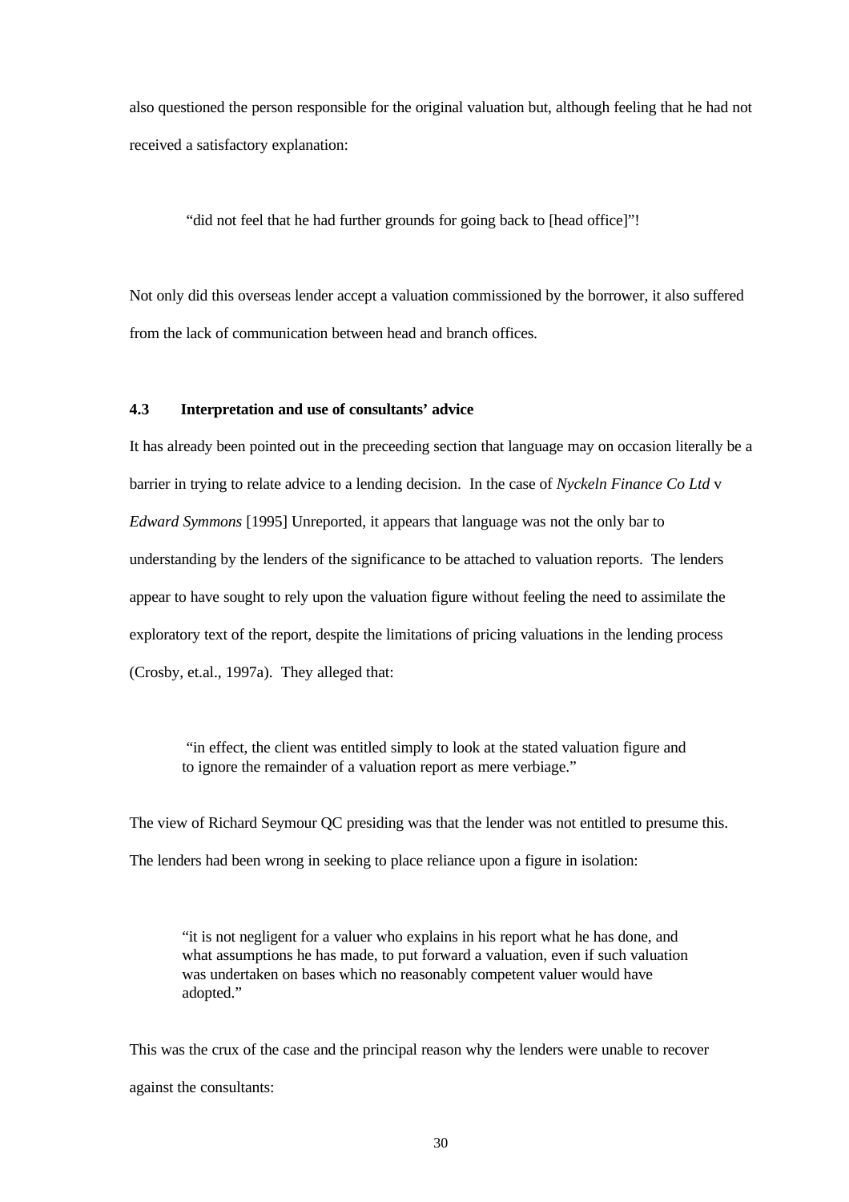also questioned the person responsible for the original valuation but, although feeling that he had not received a satisfactory explanation:

> "did not feel that he had further grounds for going back to [head office]"!

Not only did this overseas lender accept a valuation commissioned by the borrower, it also suffered from the lack of communication between head and branch offices.

### 4.3 Interpretation and use of consultants' advice

It has already been pointed out in the preceeding section that language may on occasion literally be a barrier in trying to relate advice to a lending decision. In the case of *Nyckeln Finance Co Ltd* v *Edward Symmons* [1995] Unreported, it appears that language was not the only bar to understanding by the lenders of the significance to be attached to valuation reports. The lenders appear to have sought to rely upon the valuation figure without feeling the need to assimilate the exploratory text of the report, despite the limitations of pricing valuations in the lending process (Crosby, et.al., 1997a). They alleged that:

> "in effect, the client was entitled simply to look at the stated valuation figure and to ignore the remainder of a valuation report as mere verbiage."

The view of Richard Seymour QC presiding was that the lender was not entitled to presume this. The lenders had been wrong in seeking to place reliance upon a figure in isolation:

> "it is not negligent for a valuer who explains in his report what he has done, and what assumptions he has made, to put forward a valuation, even if such valuation was undertaken on bases which no reasonably competent valuer would have adopted."

This was the crux of the case and the principal reason why the lenders were unable to recover against the consultants: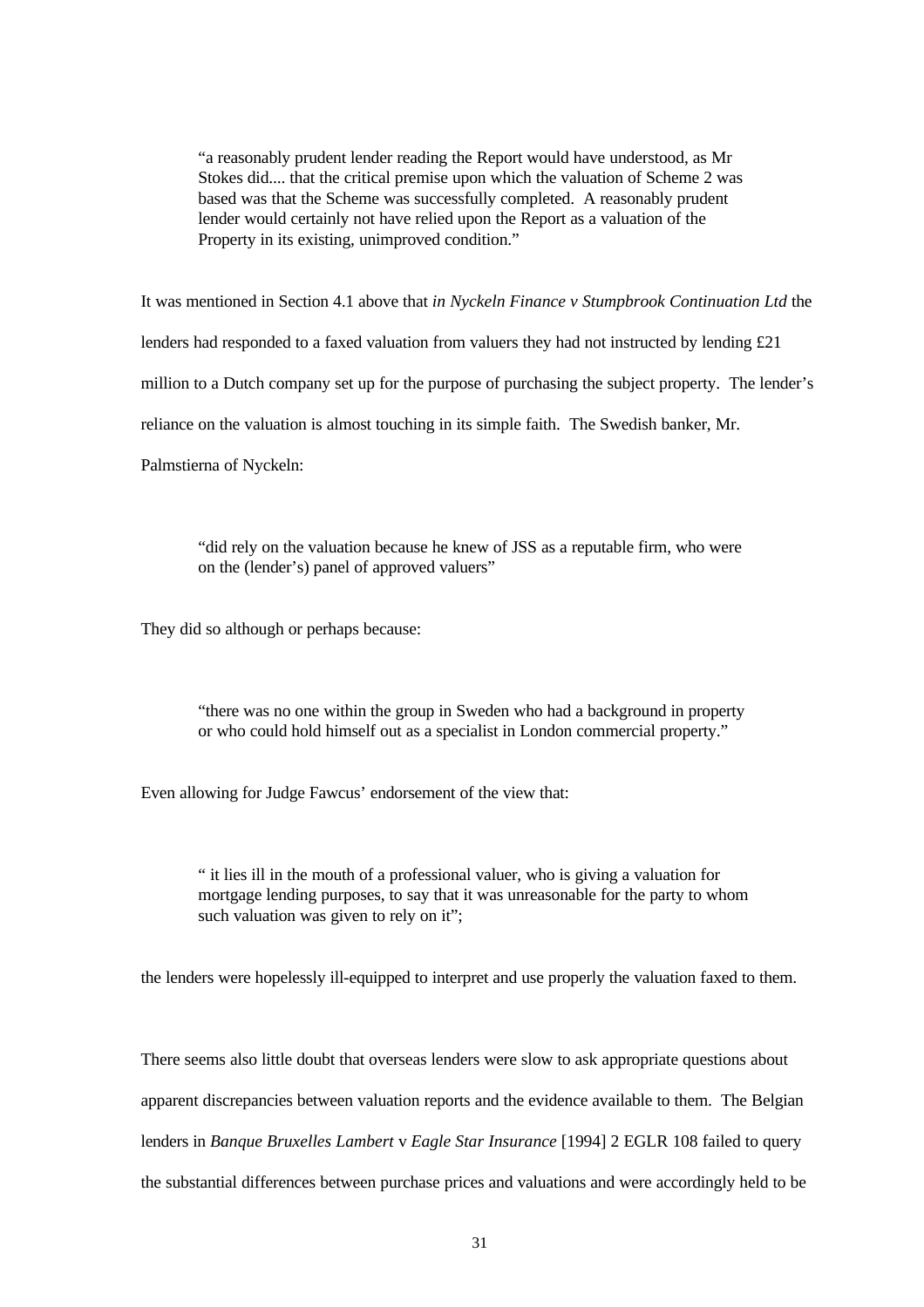> “a reasonably prudent lender reading the Report would have understood, as Mr Stokes did.... that the critical premise upon which the valuation of Scheme 2 was based was that the Scheme was successfully completed. A reasonably prudent lender would certainly not have relied upon the Report as a valuation of the Property in its existing, unimproved condition.”

It was mentioned in Section 4.1 above that *in Nyckeln Finance v Stumpbrook Continuation Ltd* the lenders had responded to a faxed valuation from valuers they had not instructed by lending £21 million to a Dutch company set up for the purpose of purchasing the subject property. The lender’s reliance on the valuation is almost touching in its simple faith. The Swedish banker, Mr. Palmstierna of Nyckeln:

> “did rely on the valuation because he knew of JSS as a reputable firm, who were on the (lender’s) panel of approved valuers”

They did so although or perhaps because:

> “there was no one within the group in Sweden who had a background in property or who could hold himself out as a specialist in London commercial property.”

Even allowing for Judge Fawcus’ endorsement of the view that:

> “ it lies ill in the mouth of a professional valuer, who is giving a valuation for mortgage lending purposes, to say that it was unreasonable for the party to whom such valuation was given to rely on it”;

the lenders were hopelessly ill-equipped to interpret and use properly the valuation faxed to them.

There seems also little doubt that overseas lenders were slow to ask appropriate questions about apparent discrepancies between valuation reports and the evidence available to them. The Belgian lenders in *Banque Bruxelles Lambert* v *Eagle Star Insurance* [1994] 2 EGLR 108 failed to query the substantial differences between purchase prices and valuations and were accordingly held to be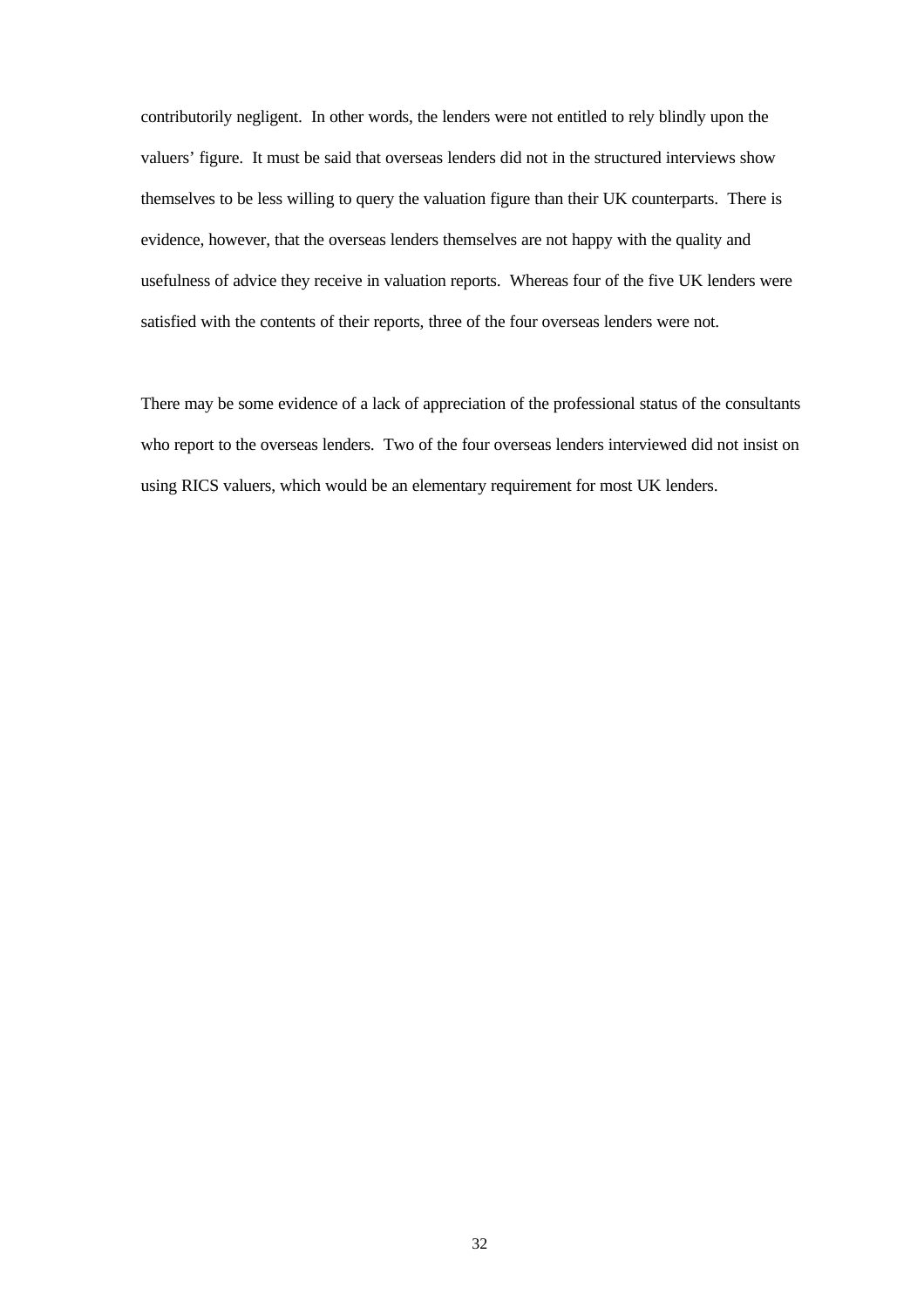contributorily negligent. In other words, the lenders were not entitled to rely blindly upon the valuers' figure. It must be said that overseas lenders did not in the structured interviews show themselves to be less willing to query the valuation figure than their UK counterparts. There is evidence, however, that the overseas lenders themselves are not happy with the quality and usefulness of advice they receive in valuation reports. Whereas four of the five UK lenders were satisfied with the contents of their reports, three of the four overseas lenders were not.

There may be some evidence of a lack of appreciation of the professional status of the consultants who report to the overseas lenders. Two of the four overseas lenders interviewed did not insist on using RICS valuers, which would be an elementary requirement for most UK lenders.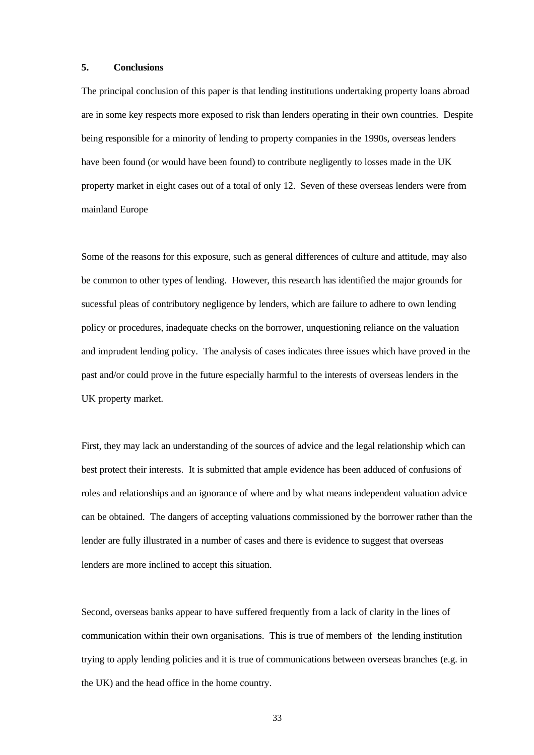## 5. Conclusions

The principal conclusion of this paper is that lending institutions undertaking property loans abroad are in some key respects more exposed to risk than lenders operating in their own countries. Despite being responsible for a minority of lending to property companies in the 1990s, overseas lenders have been found (or would have been found) to contribute negligently to losses made in the UK property market in eight cases out of a total of only 12. Seven of these overseas lenders were from mainland Europe

Some of the reasons for this exposure, such as general differences of culture and attitude, may also be common to other types of lending. However, this research has identified the major grounds for sucessful pleas of contributory negligence by lenders, which are failure to adhere to own lending policy or procedures, inadequate checks on the borrower, unquestioning reliance on the valuation and imprudent lending policy. The analysis of cases indicates three issues which have proved in the past and/or could prove in the future especially harmful to the interests of overseas lenders in the UK property market.

First, they may lack an understanding of the sources of advice and the legal relationship which can best protect their interests. It is submitted that ample evidence has been adduced of confusions of roles and relationships and an ignorance of where and by what means independent valuation advice can be obtained. The dangers of accepting valuations commissioned by the borrower rather than the lender are fully illustrated in a number of cases and there is evidence to suggest that overseas lenders are more inclined to accept this situation.

Second, overseas banks appear to have suffered frequently from a lack of clarity in the lines of communication within their own organisations. This is true of members of the lending institution trying to apply lending policies and it is true of communications between overseas branches (e.g. in the UK) and the head office in the home country.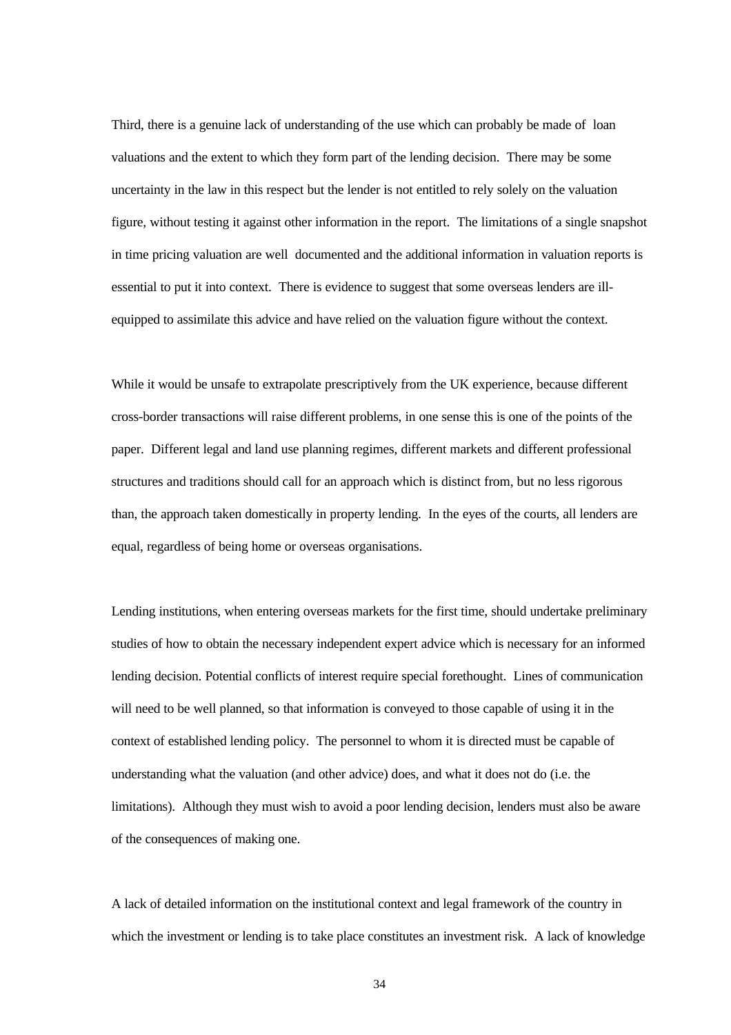Third, there is a genuine lack of understanding of the use which can probably be made of loan valuations and the extent to which they form part of the lending decision. There may be some uncertainty in the law in this respect but the lender is not entitled to rely solely on the valuation figure, without testing it against other information in the report. The limitations of a single snapshot in time pricing valuation are well documented and the additional information in valuation reports is essential to put it into context. There is evidence to suggest that some overseas lenders are ill-equipped to assimilate this advice and have relied on the valuation figure without the context.

While it would be unsafe to extrapolate prescriptively from the UK experience, because different cross-border transactions will raise different problems, in one sense this is one of the points of the paper. Different legal and land use planning regimes, different markets and different professional structures and traditions should call for an approach which is distinct from, but no less rigorous than, the approach taken domestically in property lending. In the eyes of the courts, all lenders are equal, regardless of being home or overseas organisations.

Lending institutions, when entering overseas markets for the first time, should undertake preliminary studies of how to obtain the necessary independent expert advice which is necessary for an informed lending decision. Potential conflicts of interest require special forethought. Lines of communication will need to be well planned, so that information is conveyed to those capable of using it in the context of established lending policy. The personnel to whom it is directed must be capable of understanding what the valuation (and other advice) does, and what it does not do (i.e. the limitations). Although they must wish to avoid a poor lending decision, lenders must also be aware of the consequences of making one.

A lack of detailed information on the institutional context and legal framework of the country in which the investment or lending is to take place constitutes an investment risk. A lack of knowledge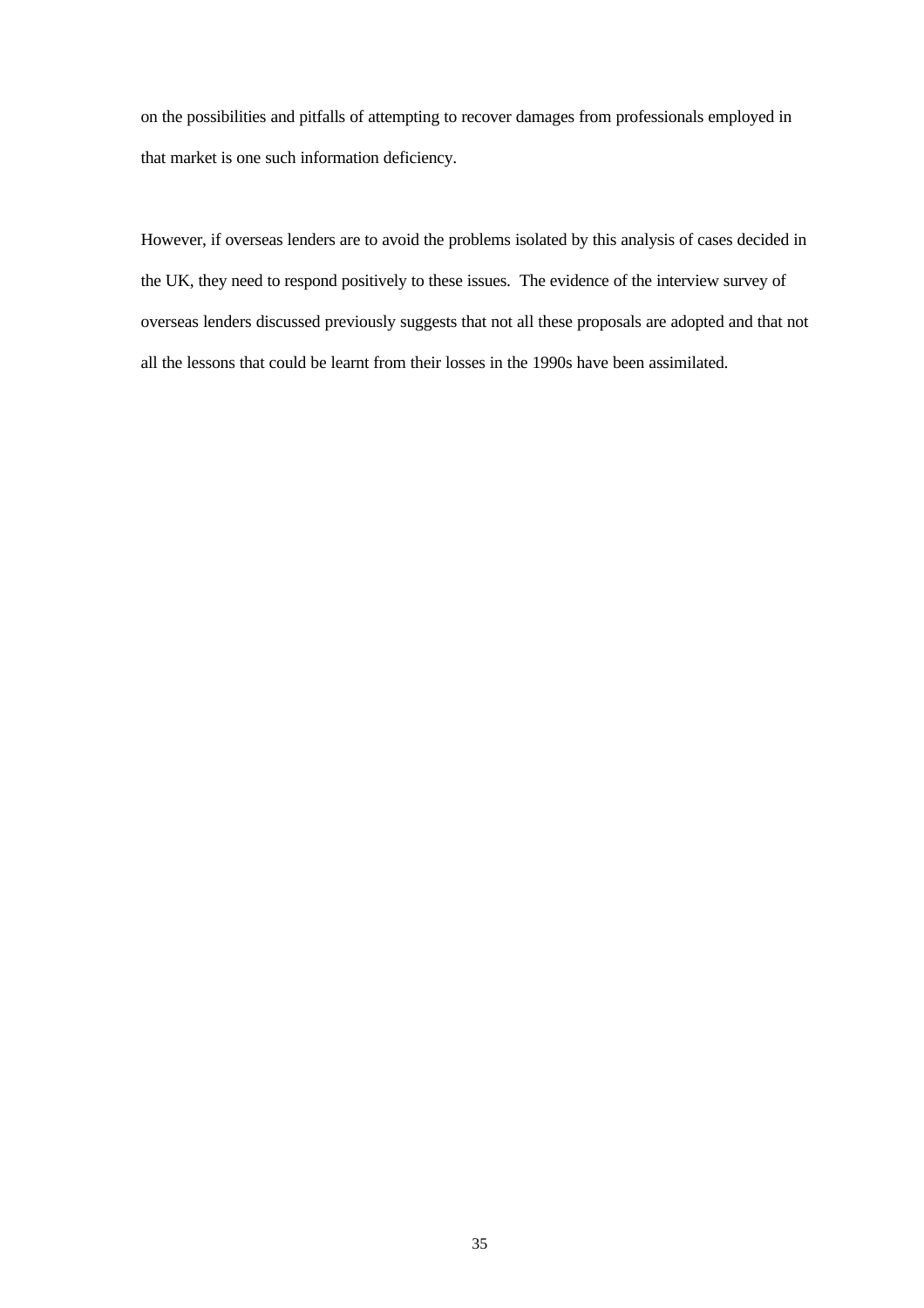on the possibilities and pitfalls of attempting to recover damages from professionals employed in that market is one such information deficiency.

However, if overseas lenders are to avoid the problems isolated by this analysis of cases decided in the UK, they need to respond positively to these issues. The evidence of the interview survey of overseas lenders discussed previously suggests that not all these proposals are adopted and that not all the lessons that could be learnt from their losses in the 1990s have been assimilated.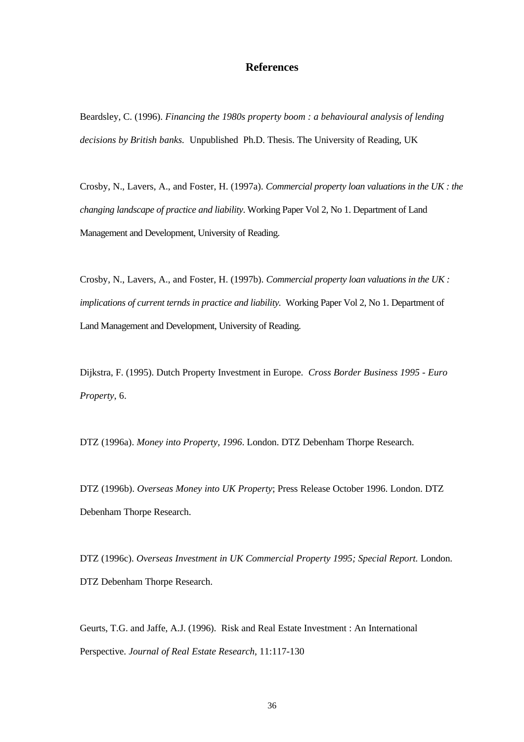# References

Beardsley, C. (1996). *Financing the 1980s property boom : a behavioural analysis of lending decisions by British banks.* Unpublished Ph.D. Thesis. The University of Reading, UK

Crosby, N., Lavers, A., and Foster, H. (1997a). *Commercial property loan valuations in the UK : the changing landscape of practice and liability*. Working Paper Vol 2, No 1. Department of Land Management and Development, University of Reading.

Crosby, N., Lavers, A., and Foster, H. (1997b). *Commercial property loan valuations in the UK : implications of current ternds in practice and liability.* Working Paper Vol 2, No 1. Department of Land Management and Development, University of Reading.

Dijkstra, F. (1995). Dutch Property Investment in Europe. *Cross Border Business 1995 - Euro Property*, 6.

DTZ (1996a). *Money into Property, 1996*. London. DTZ Debenham Thorpe Research.

DTZ (1996b). *Overseas Money into UK Property*; Press Release October 1996. London. DTZ Debenham Thorpe Research.

DTZ (1996c). *Overseas Investment in UK Commercial Property 1995; Special Report.* London. DTZ Debenham Thorpe Research.

Geurts, T.G. and Jaffe, A.J. (1996). Risk and Real Estate Investment : An International Perspective. *Journal of Real Estate Research*, 11:117-130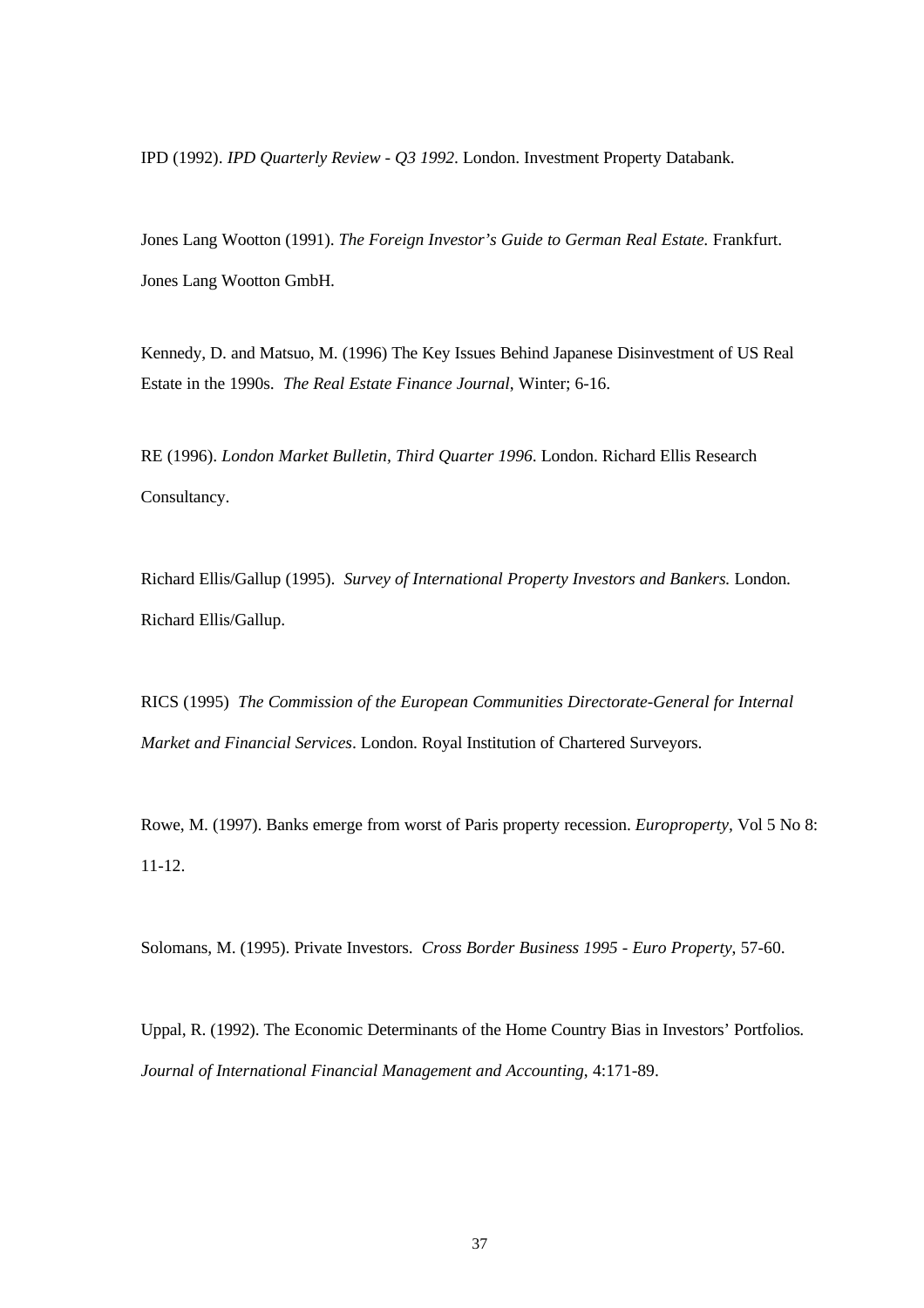IPD (1992). *IPD Quarterly Review - Q3 1992*. London. Investment Property Databank.

Jones Lang Wootton (1991). *The Foreign Investor's Guide to German Real Estate.* Frankfurt. Jones Lang Wootton GmbH.

Kennedy, D. and Matsuo, M. (1996) The Key Issues Behind Japanese Disinvestment of US Real Estate in the 1990s. *The Real Estate Finance Journal*, Winter; 6-16.

RE (1996). *London Market Bulletin, Third Quarter 1996*. London. Richard Ellis Research Consultancy.

Richard Ellis/Gallup (1995). *Survey of International Property Investors and Bankers.* London. Richard Ellis/Gallup.

RICS (1995) *The Commission of the European Communities Directorate-General for Internal Market and Financial Services*. London. Royal Institution of Chartered Surveyors.

Rowe, M. (1997). Banks emerge from worst of Paris property recession. *Europroperty*, Vol 5 No 8: 11-12.

Solomans, M. (1995). Private Investors. *Cross Border Business 1995 - Euro Property*, 57-60.

Uppal, R. (1992). The Economic Determinants of the Home Country Bias in Investors' Portfolios. *Journal of International Financial Management and Accounting*, 4:171-89.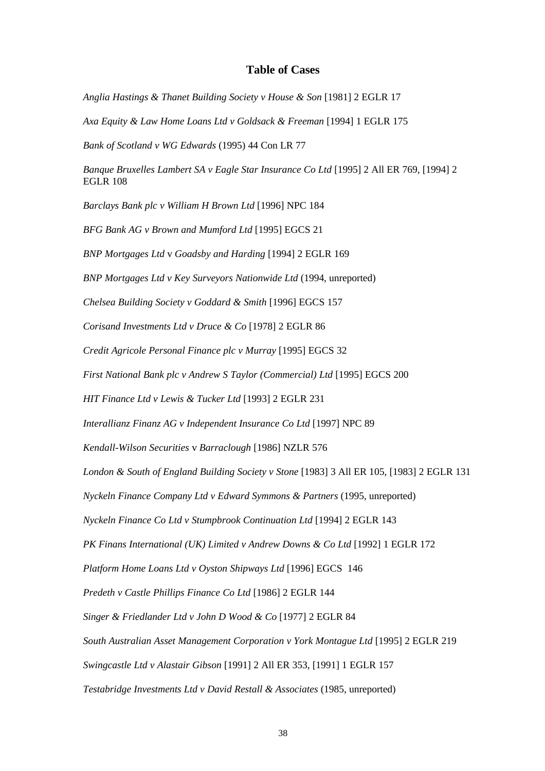## Table of Cases

*Anglia Hastings & Thanet Building Society v House & Son* [1981] 2 EGLR 17

*Axa Equity & Law Home Loans Ltd v Goldsack & Freeman* [1994] 1 EGLR 175

*Bank of Scotland v WG Edwards* (1995) 44 Con LR 77

*Banque Bruxelles Lambert SA v Eagle Star Insurance Co Ltd* [1995] 2 All ER 769, [1994] 2 EGLR 108

*Barclays Bank plc v William H Brown Ltd* [1996] NPC 184

*BFG Bank AG v Brown and Mumford Ltd* [1995] EGCS 21

*BNP Mortgages Ltd* v *Goadsby and Harding* [1994] 2 EGLR 169

*BNP Mortgages Ltd v Key Surveyors Nationwide Ltd* (1994, unreported)

*Chelsea Building Society v Goddard & Smith* [1996] EGCS 157

*Corisand Investments Ltd v Druce & Co* [1978] 2 EGLR 86

*Credit Agricole Personal Finance plc v Murray* [1995] EGCS 32

*First National Bank plc v Andrew S Taylor (Commercial) Ltd* [1995] EGCS 200

*HIT Finance Ltd v Lewis & Tucker Ltd* [1993] 2 EGLR 231

*Interallianz Finanz AG v Independent Insurance Co Ltd* [1997] NPC 89

*Kendall-Wilson Securities* v *Barraclough* [1986] NZLR 576

*London & South of England Building Society v Stone* [1983] 3 All ER 105, [1983] 2 EGLR 131

*Nyckeln Finance Company Ltd v Edward Symmons & Partners* (1995, unreported)

*Nyckeln Finance Co Ltd v Stumpbrook Continuation Ltd* [1994] 2 EGLR 143

*PK Finans International (UK) Limited v Andrew Downs & Co Ltd* [1992] 1 EGLR 172

*Platform Home Loans Ltd v Oyston Shipways Ltd* [1996] EGCS 146

*Predeth v Castle Phillips Finance Co Ltd* [1986] 2 EGLR 144

*Singer & Friedlander Ltd v John D Wood & Co* [1977] 2 EGLR 84

*South Australian Asset Management Corporation v York Montague Ltd* [1995] 2 EGLR 219

*Swingcastle Ltd v Alastair Gibson* [1991] 2 All ER 353, [1991] 1 EGLR 157

*Testabridge Investments Ltd v David Restall & Associates* (1985, unreported)